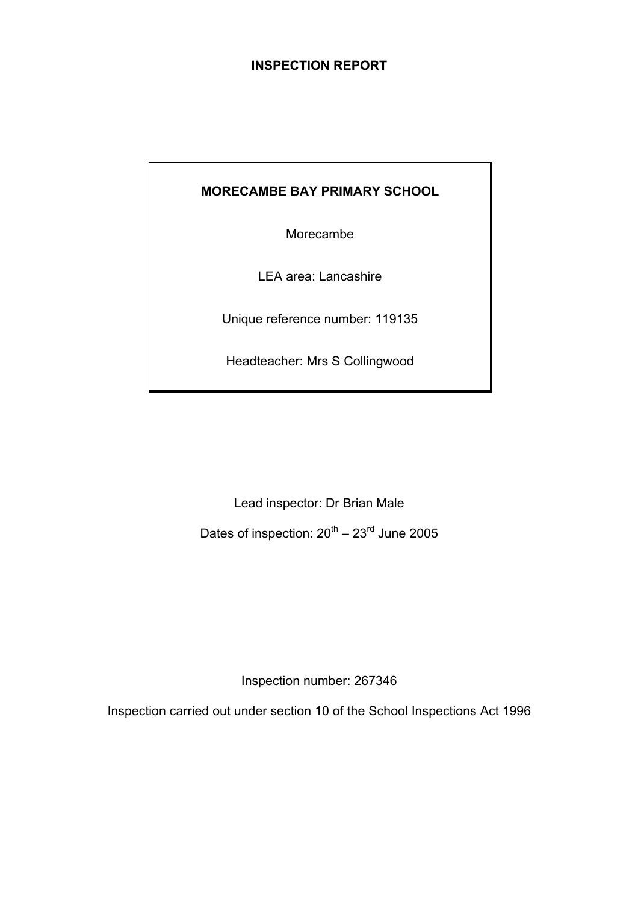# INSPECTION REPORT

**MORECAMBE BAY PRIMARY SCHOOL**

Morecambe

LEA area: Lancashire

Unique reference number: 119135

Headteacher: Mrs S Collingwood

Lead inspector: Dr Brian Male

Dates of inspection: 20th – 23rd June 2005

Inspection number: 267346

Inspection carried out under section 10 of the School Inspections Act 1996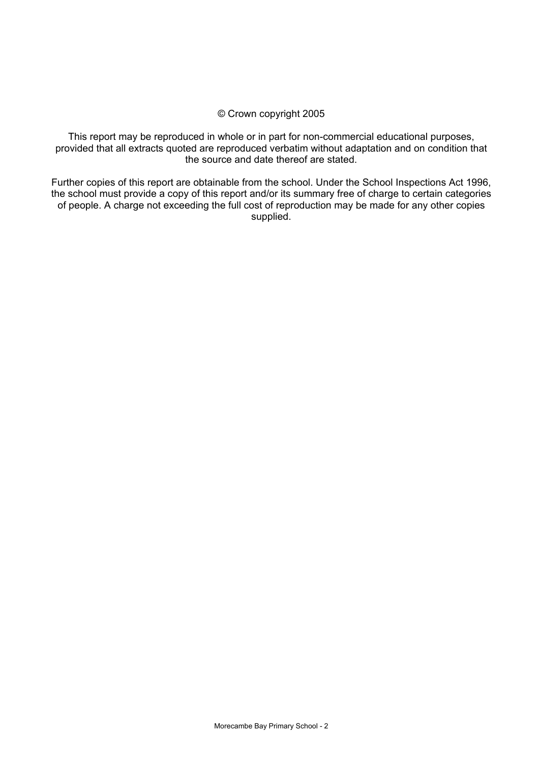© Crown copyright 2005

This report may be reproduced in whole or in part for non-commercial educational purposes, provided that all extracts quoted are reproduced verbatim without adaptation and on condition that the source and date thereof are stated.

Further copies of this report are obtainable from the school. Under the School Inspections Act 1996, the school must provide a copy of this report and/or its summary free of charge to certain categories of people. A charge not exceeding the full cost of reproduction may be made for any other copies supplied.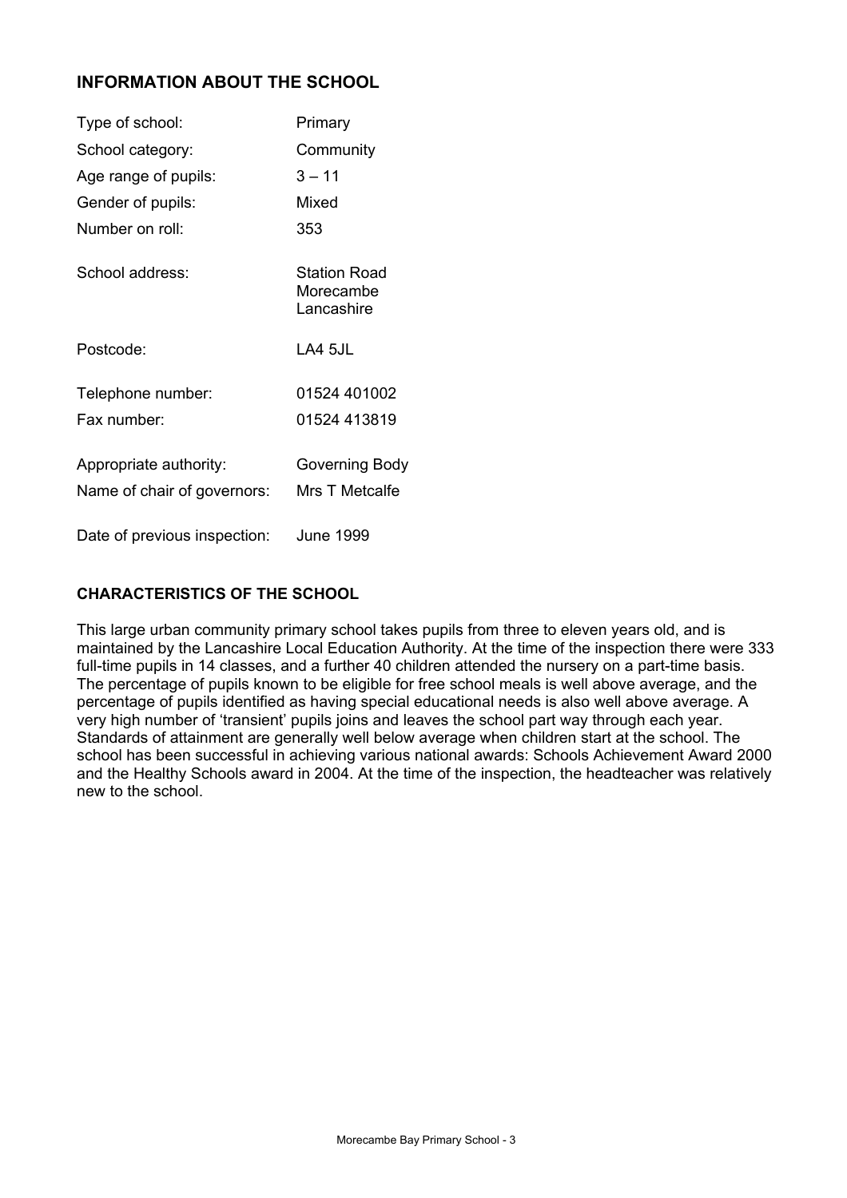## INFORMATION ABOUT THE SCHOOL

| | |
|---|---|
| Type of school: | Primary |
| School category: | Community |
| Age range of pupils: | 3 – 11 |
| Gender of pupils: | Mixed |
| Number on roll: | 353 |
| School address: | Station Road<br>Morecambe<br>Lancashire |
| Postcode: | LA4 5JL |
| Telephone number: | 01524 401002 |
| Fax number: | 01524 413819 |
| Appropriate authority: | Governing Body |
| Name of chair of governors: | Mrs T Metcalfe |
| Date of previous inspection: | June 1999 |

## CHARACTERISTICS OF THE SCHOOL

This large urban community primary school takes pupils from three to eleven years old, and is maintained by the Lancashire Local Education Authority. At the time of the inspection there were 333 full-time pupils in 14 classes, and a further 40 children attended the nursery on a part-time basis. The percentage of pupils known to be eligible for free school meals is well above average, and the percentage of pupils identified as having special educational needs is also well above average. A very high number of 'transient' pupils joins and leaves the school part way through each year. Standards of attainment are generally well below average when children start at the school. The school has been successful in achieving various national awards: Schools Achievement Award 2000 and the Healthy Schools award in 2004. At the time of the inspection, the headteacher was relatively new to the school.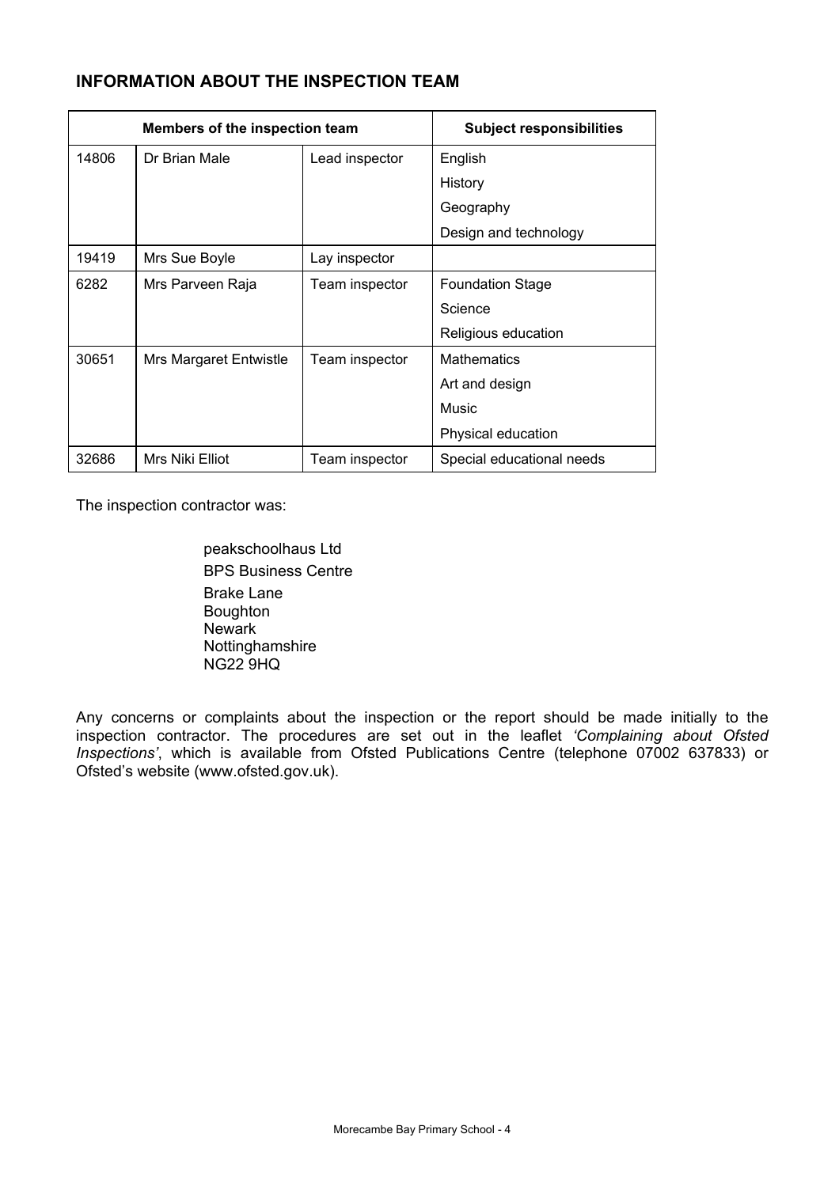## INFORMATION ABOUT THE INSPECTION TEAM

| Members of the inspection team | | | Subject responsibilities |
|---|---|---|---|
| 14806 | Dr Brian Male | Lead inspector | English<br>History<br>Geography<br>Design and technology |
| 19419 | Mrs Sue Boyle | Lay inspector | |
| 6282 | Mrs Parveen Raja | Team inspector | Foundation Stage<br>Science<br>Religious education |
| 30651 | Mrs Margaret Entwistle | Team inspector | Mathematics<br>Art and design<br>Music<br>Physical education |
| 32686 | Mrs Niki Elliot | Team inspector | Special educational needs |

The inspection contractor was:

peakschoolhaus Ltd
BPS Business Centre
Brake Lane
Boughton
Newark
Nottinghamshire
NG22 9HQ

Any concerns or complaints about the inspection or the report should be made initially to the inspection contractor. The procedures are set out in the leaflet *'Complaining about Ofsted Inspections'*, which is available from Ofsted Publications Centre (telephone 07002 637833) or Ofsted's website (www.ofsted.gov.uk).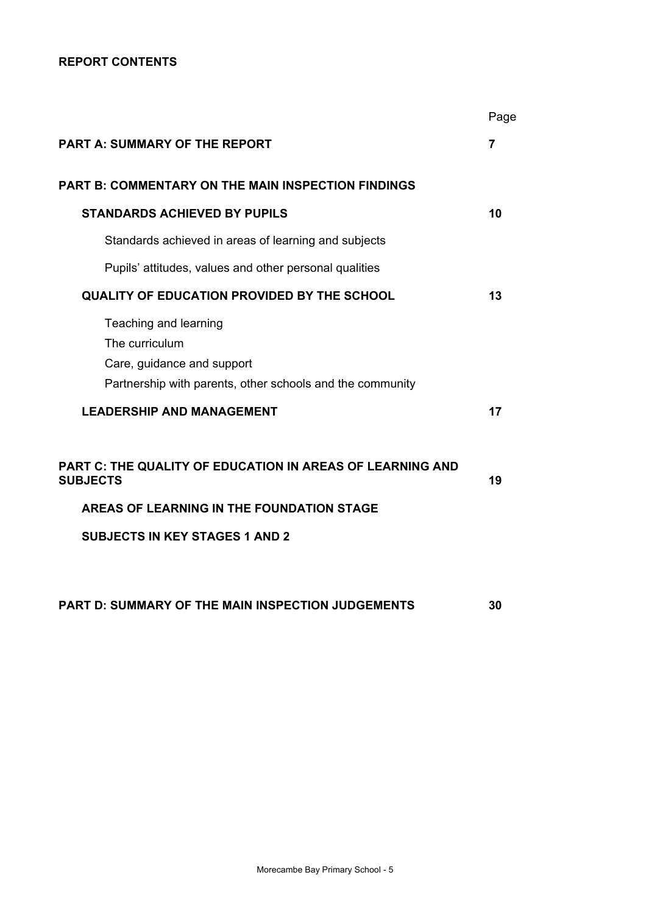**REPORT CONTENTS**

| | Page |
|---|---|
| **PART A: SUMMARY OF THE REPORT** | **7** |
| **PART B: COMMENTARY ON THE MAIN INSPECTION FINDINGS** | |
| **STANDARDS ACHIEVED BY PUPILS** | **10** |
| Standards achieved in areas of learning and subjects | |
| Pupils' attitudes, values and other personal qualities | |
| **QUALITY OF EDUCATION PROVIDED BY THE SCHOOL** | **13** |
| Teaching and learning | |
| The curriculum | |
| Care, guidance and support | |
| Partnership with parents, other schools and the community | |
| **LEADERSHIP AND MANAGEMENT** | **17** |
| **PART C: THE QUALITY OF EDUCATION IN AREAS OF LEARNING AND SUBJECTS** | **19** |
| **AREAS OF LEARNING IN THE FOUNDATION STAGE** | |
| **SUBJECTS IN KEY STAGES 1 AND 2** | |
| **PART D: SUMMARY OF THE MAIN INSPECTION JUDGEMENTS** | **30** |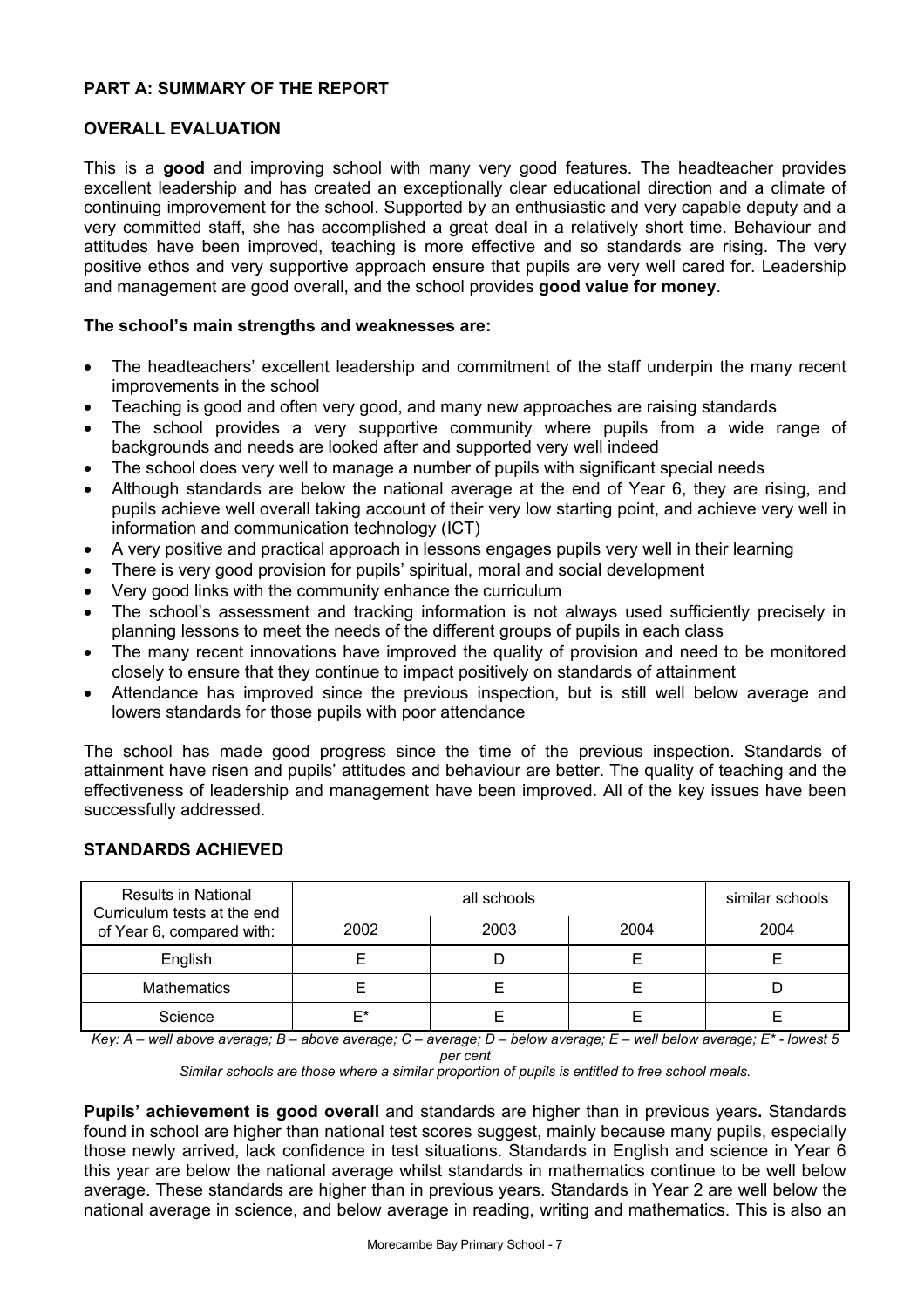## PART A: SUMMARY OF THE REPORT

### OVERALL EVALUATION

This is a **good** and improving school with many very good features. The headteacher provides excellent leadership and has created an exceptionally clear educational direction and a climate of continuing improvement for the school. Supported by an enthusiastic and very capable deputy and a very committed staff, she has accomplished a great deal in a relatively short time. Behaviour and attitudes have been improved, teaching is more effective and so standards are rising. The very positive ethos and very supportive approach ensure that pupils are very well cared for. Leadership and management are good overall, and the school provides **good value for money**.

**The school's main strengths and weaknesses are:**

- The headteachers' excellent leadership and commitment of the staff underpin the many recent improvements in the school
- Teaching is good and often very good, and many new approaches are raising standards
- The school provides a very supportive community where pupils from a wide range of backgrounds and needs are looked after and supported very well indeed
- The school does very well to manage a number of pupils with significant special needs
- Although standards are below the national average at the end of Year 6, they are rising, and pupils achieve well overall taking account of their very low starting point, and achieve very well in information and communication technology (ICT)
- A very positive and practical approach in lessons engages pupils very well in their learning
- There is very good provision for pupils' spiritual, moral and social development
- Very good links with the community enhance the curriculum
- The school's assessment and tracking information is not always used sufficiently precisely in planning lessons to meet the needs of the different groups of pupils in each class
- The many recent innovations have improved the quality of provision and need to be monitored closely to ensure that they continue to impact positively on standards of attainment
- Attendance has improved since the previous inspection, but is still well below average and lowers standards for those pupils with poor attendance

The school has made good progress since the time of the previous inspection. Standards of attainment have risen and pupils' attitudes and behaviour are better. The quality of teaching and the effectiveness of leadership and management have been improved. All of the key issues have been successfully addressed.

### STANDARDS ACHIEVED

| Results in National Curriculum tests at the end of Year 6, compared with: | all schools | | | similar schools |
|---|---|---|---|---|
| | 2002 | 2003 | 2004 | 2004 |
| English | E | D | E | E |
| Mathematics | E | E | E | D |
| Science | E* | E | E | E |

*Key: A – well above average; B – above average; C – average; D – below average; E – well below average; E* - lowest 5 per cent*

*Similar schools are those where a similar proportion of pupils is entitled to free school meals.*

**Pupils' achievement is good overall** and standards are higher than in previous years**.** Standards found in school are higher than national test scores suggest, mainly because many pupils, especially those newly arrived, lack confidence in test situations. Standards in English and science in Year 6 this year are below the national average whilst standards in mathematics continue to be well below average. These standards are higher than in previous years. Standards in Year 2 are well below the national average in science, and below average in reading, writing and mathematics. This is also an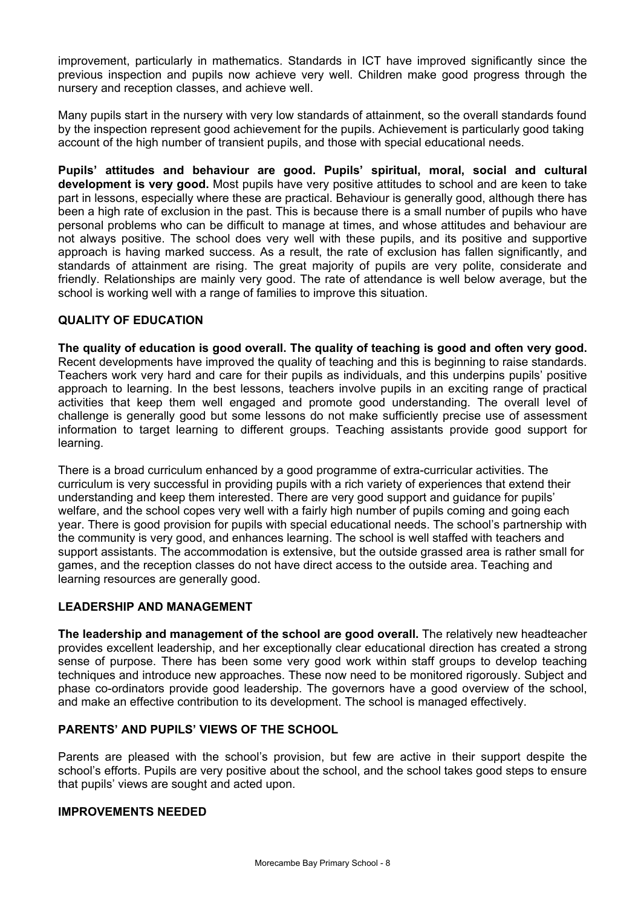improvement, particularly in mathematics. Standards in ICT have improved significantly since the previous inspection and pupils now achieve very well. Children make good progress through the nursery and reception classes, and achieve well.

Many pupils start in the nursery with very low standards of attainment, so the overall standards found by the inspection represent good achievement for the pupils. Achievement is particularly good taking account of the high number of transient pupils, and those with special educational needs.

**Pupils' attitudes and behaviour are good. Pupils' spiritual, moral, social and cultural development is very good.** Most pupils have very positive attitudes to school and are keen to take part in lessons, especially where these are practical. Behaviour is generally good, although there has been a high rate of exclusion in the past. This is because there is a small number of pupils who have personal problems who can be difficult to manage at times, and whose attitudes and behaviour are not always positive. The school does very well with these pupils, and its positive and supportive approach is having marked success. As a result, the rate of exclusion has fallen significantly, and standards of attainment are rising. The great majority of pupils are very polite, considerate and friendly. Relationships are mainly very good. The rate of attendance is well below average, but the school is working well with a range of families to improve this situation.

## QUALITY OF EDUCATION

**The quality of education is good overall. The quality of teaching is good and often very good.** Recent developments have improved the quality of teaching and this is beginning to raise standards. Teachers work very hard and care for their pupils as individuals, and this underpins pupils' positive approach to learning. In the best lessons, teachers involve pupils in an exciting range of practical activities that keep them well engaged and promote good understanding. The overall level of challenge is generally good but some lessons do not make sufficiently precise use of assessment information to target learning to different groups. Teaching assistants provide good support for learning.

There is a broad curriculum enhanced by a good programme of extra-curricular activities. The curriculum is very successful in providing pupils with a rich variety of experiences that extend their understanding and keep them interested. There are very good support and guidance for pupils' welfare, and the school copes very well with a fairly high number of pupils coming and going each year. There is good provision for pupils with special educational needs. The school's partnership with the community is very good, and enhances learning. The school is well staffed with teachers and support assistants. The accommodation is extensive, but the outside grassed area is rather small for games, and the reception classes do not have direct access to the outside area. Teaching and learning resources are generally good.

## LEADERSHIP AND MANAGEMENT

**The leadership and management of the school are good overall.** The relatively new headteacher provides excellent leadership, and her exceptionally clear educational direction has created a strong sense of purpose. There has been some very good work within staff groups to develop teaching techniques and introduce new approaches. These now need to be monitored rigorously. Subject and phase co-ordinators provide good leadership. The governors have a good overview of the school, and make an effective contribution to its development. The school is managed effectively.

## PARENTS' AND PUPILS' VIEWS OF THE SCHOOL

Parents are pleased with the school's provision, but few are active in their support despite the school's efforts. Pupils are very positive about the school, and the school takes good steps to ensure that pupils' views are sought and acted upon.

## IMPROVEMENTS NEEDED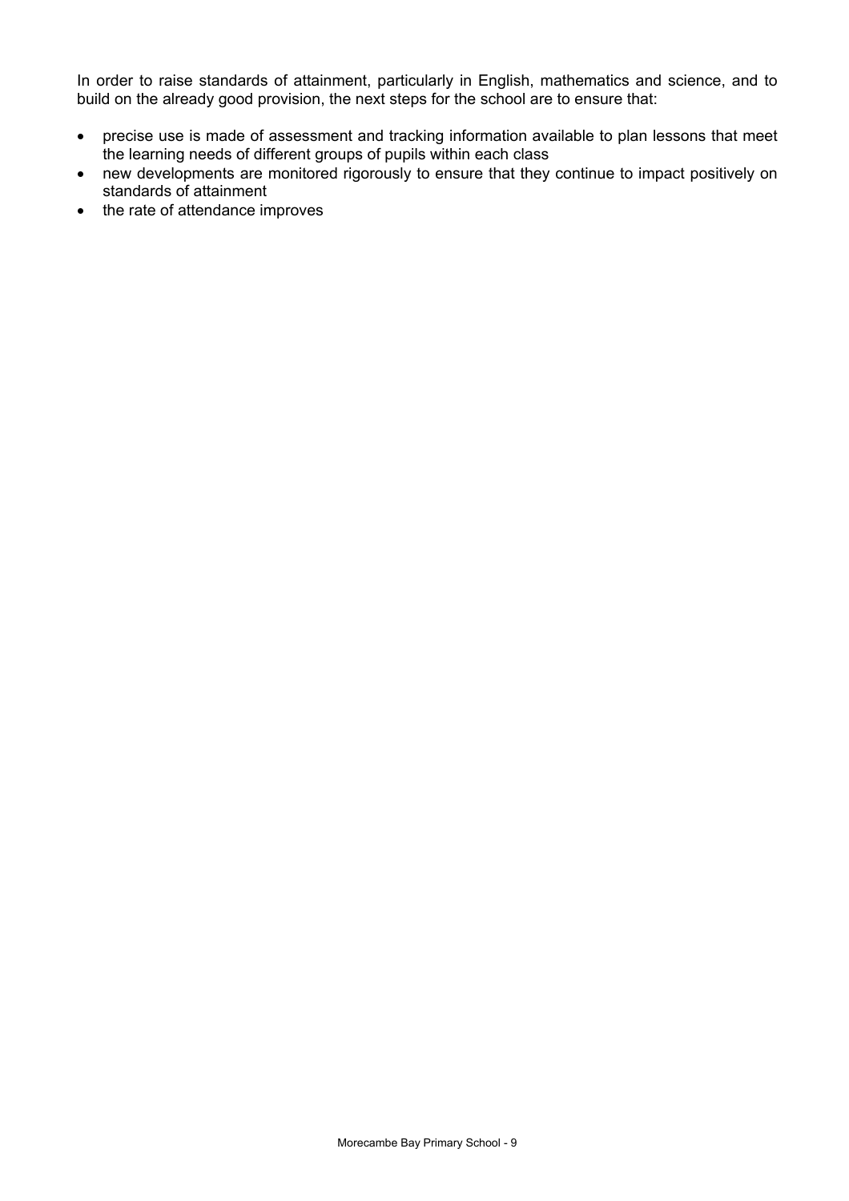In order to raise standards of attainment, particularly in English, mathematics and science, and to build on the already good provision, the next steps for the school are to ensure that:

- precise use is made of assessment and tracking information available to plan lessons that meet the learning needs of different groups of pupils within each class
- new developments are monitored rigorously to ensure that they continue to impact positively on standards of attainment
- the rate of attendance improves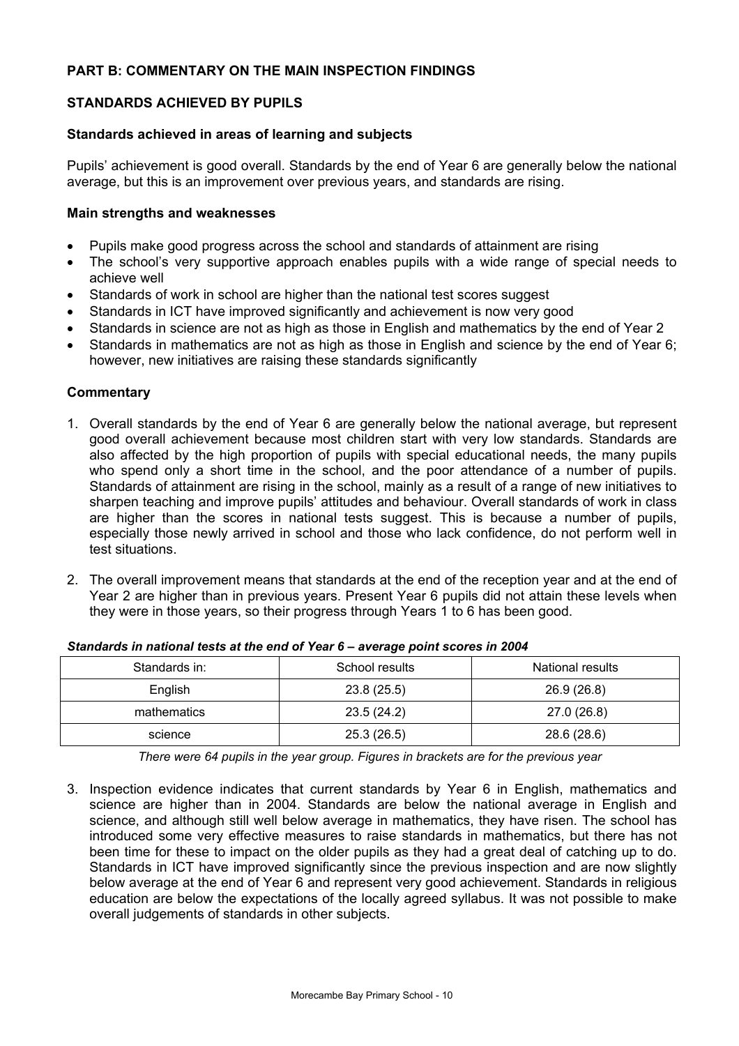## PART B: COMMENTARY ON THE MAIN INSPECTION FINDINGS

### STANDARDS ACHIEVED BY PUPILS

#### Standards achieved in areas of learning and subjects

Pupils' achievement is good overall. Standards by the end of Year 6 are generally below the national average, but this is an improvement over previous years, and standards are rising.

#### Main strengths and weaknesses

- Pupils make good progress across the school and standards of attainment are rising
- The school's very supportive approach enables pupils with a wide range of special needs to achieve well
- Standards of work in school are higher than the national test scores suggest
- Standards in ICT have improved significantly and achievement is now very good
- Standards in science are not as high as those in English and mathematics by the end of Year 2
- Standards in mathematics are not as high as those in English and science by the end of Year 6; however, new initiatives are raising these standards significantly

#### Commentary

1. Overall standards by the end of Year 6 are generally below the national average, but represent good overall achievement because most children start with very low standards. Standards are also affected by the high proportion of pupils with special educational needs, the many pupils who spend only a short time in the school, and the poor attendance of a number of pupils. Standards of attainment are rising in the school, mainly as a result of a range of new initiatives to sharpen teaching and improve pupils' attitudes and behaviour. Overall standards of work in class are higher than the scores in national tests suggest. This is because a number of pupils, especially those newly arrived in school and those who lack confidence, do not perform well in test situations.

2. The overall improvement means that standards at the end of the reception year and at the end of Year 2 are higher than in previous years. Present Year 6 pupils did not attain these levels when they were in those years, so their progress through Years 1 to 6 has been good.

***Standards in national tests at the end of Year 6 – average point scores in 2004***

| Standards in: | School results | National results |
|---|---|---|
| English | 23.8 (25.5) | 26.9 (26.8) |
| mathematics | 23.5 (24.2) | 27.0 (26.8) |
| science | 25.3 (26.5) | 28.6 (28.6) |

*There were 64 pupils in the year group. Figures in brackets are for the previous year*

3. Inspection evidence indicates that current standards by Year 6 in English, mathematics and science are higher than in 2004. Standards are below the national average in English and science, and although still well below average in mathematics, they have risen. The school has introduced some very effective measures to raise standards in mathematics, but there has not been time for these to impact on the older pupils as they had a great deal of catching up to do. Standards in ICT have improved significantly since the previous inspection and are now slightly below average at the end of Year 6 and represent very good achievement. Standards in religious education are below the expectations of the locally agreed syllabus. It was not possible to make overall judgements of standards in other subjects.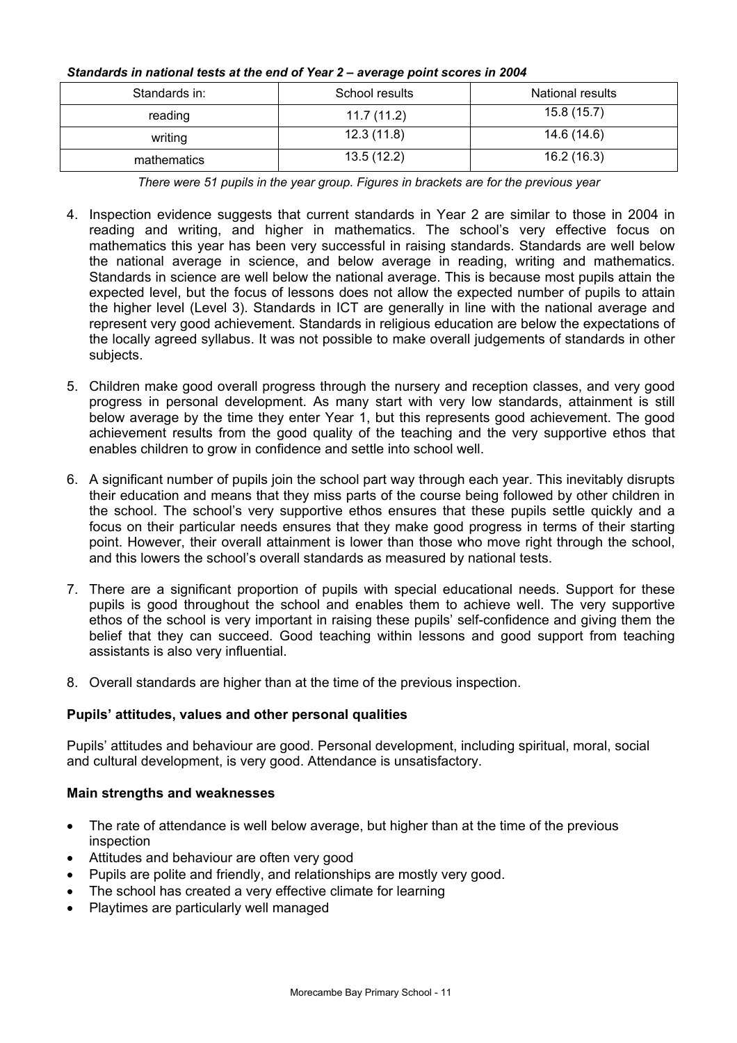***Standards in national tests at the end of Year 2 – average point scores in 2004***

| Standards in: | School results | National results |
| --- | --- | --- |
| reading | 11.7 (11.2) | 15.8 (15.7) |
| writing | 12.3 (11.8) | 14.6 (14.6) |
| mathematics | 13.5 (12.2) | 16.2 (16.3) |

*There were 51 pupils in the year group. Figures in brackets are for the previous year*

4. Inspection evidence suggests that current standards in Year 2 are similar to those in 2004 in reading and writing, and higher in mathematics. The school's very effective focus on mathematics this year has been very successful in raising standards. Standards are well below the national average in science, and below average in reading, writing and mathematics. Standards in science are well below the national average. This is because most pupils attain the expected level, but the focus of lessons does not allow the expected number of pupils to attain the higher level (Level 3). Standards in ICT are generally in line with the national average and represent very good achievement. Standards in religious education are below the expectations of the locally agreed syllabus. It was not possible to make overall judgements of standards in other subjects.

5. Children make good overall progress through the nursery and reception classes, and very good progress in personal development. As many start with very low standards, attainment is still below average by the time they enter Year 1, but this represents good achievement. The good achievement results from the good quality of the teaching and the very supportive ethos that enables children to grow in confidence and settle into school well.

6. A significant number of pupils join the school part way through each year. This inevitably disrupts their education and means that they miss parts of the course being followed by other children in the school. The school's very supportive ethos ensures that these pupils settle quickly and a focus on their particular needs ensures that they make good progress in terms of their starting point. However, their overall attainment is lower than those who move right through the school, and this lowers the school's overall standards as measured by national tests.

7. There are a significant proportion of pupils with special educational needs. Support for these pupils is good throughout the school and enables them to achieve well. The very supportive ethos of the school is very important in raising these pupils' self-confidence and giving them the belief that they can succeed. Good teaching within lessons and good support from teaching assistants is also very influential.

8. Overall standards are higher than at the time of the previous inspection.

### Pupils' attitudes, values and other personal qualities

Pupils' attitudes and behaviour are good. Personal development, including spiritual, moral, social and cultural development, is very good. Attendance is unsatisfactory.

#### Main strengths and weaknesses

- The rate of attendance is well below average, but higher than at the time of the previous inspection
- Attitudes and behaviour are often very good
- Pupils are polite and friendly, and relationships are mostly very good.
- The school has created a very effective climate for learning
- Playtimes are particularly well managed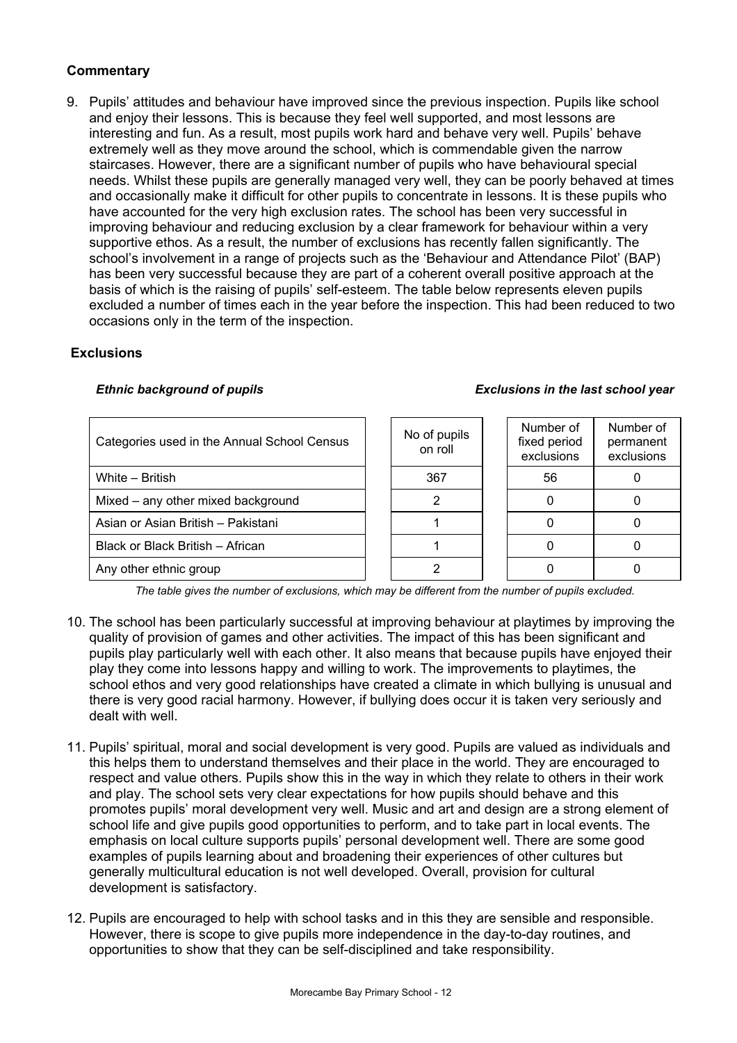### Commentary

9. Pupils' attitudes and behaviour have improved since the previous inspection. Pupils like school and enjoy their lessons. This is because they feel well supported, and most lessons are interesting and fun. As a result, most pupils work hard and behave very well. Pupils' behave extremely well as they move around the school, which is commendable given the narrow staircases. However, there are a significant number of pupils who have behavioural special needs. Whilst these pupils are generally managed very well, they can be poorly behaved at times and occasionally make it difficult for other pupils to concentrate in lessons. It is these pupils who have accounted for the very high exclusion rates. The school has been very successful in improving behaviour and reducing exclusion by a clear framework for behaviour within a very supportive ethos. As a result, the number of exclusions has recently fallen significantly. The school's involvement in a range of projects such as the 'Behaviour and Attendance Pilot' (BAP) has been very successful because they are part of a coherent overall positive approach at the basis of which is the raising of pupils' self-esteem. The table below represents eleven pupils excluded a number of times each in the year before the inspection. This had been reduced to two occasions only in the term of the inspection.

### Exclusions

*Ethnic background of pupils* | *Exclusions in the last school year*

| Categories used in the Annual School Census | No of pupils on roll | Number of fixed period exclusions | Number of permanent exclusions |
|---|---|---|---|
| White – British | 367 | 56 | 0 |
| Mixed – any other mixed background | 2 | 0 | 0 |
| Asian or Asian British – Pakistani | 1 | 0 | 0 |
| Black or Black British – African | 1 | 0 | 0 |
| Any other ethnic group | 2 | 0 | 0 |

*The table gives the number of exclusions, which may be different from the number of pupils excluded.*

10. The school has been particularly successful at improving behaviour at playtimes by improving the quality of provision of games and other activities. The impact of this has been significant and pupils play particularly well with each other. It also means that because pupils have enjoyed their play they come into lessons happy and willing to work. The improvements to playtimes, the school ethos and very good relationships have created a climate in which bullying is unusual and there is very good racial harmony. However, if bullying does occur it is taken very seriously and dealt with well.

11. Pupils' spiritual, moral and social development is very good. Pupils are valued as individuals and this helps them to understand themselves and their place in the world. They are encouraged to respect and value others. Pupils show this in the way in which they relate to others in their work and play. The school sets very clear expectations for how pupils should behave and this promotes pupils' moral development very well. Music and art and design are a strong element of school life and give pupils good opportunities to perform, and to take part in local events. The emphasis on local culture supports pupils' personal development well. There are some good examples of pupils learning about and broadening their experiences of other cultures but generally multicultural education is not well developed. Overall, provision for cultural development is satisfactory.

12. Pupils are encouraged to help with school tasks and in this they are sensible and responsible. However, there is scope to give pupils more independence in the day-to-day routines, and opportunities to show that they can be self-disciplined and take responsibility.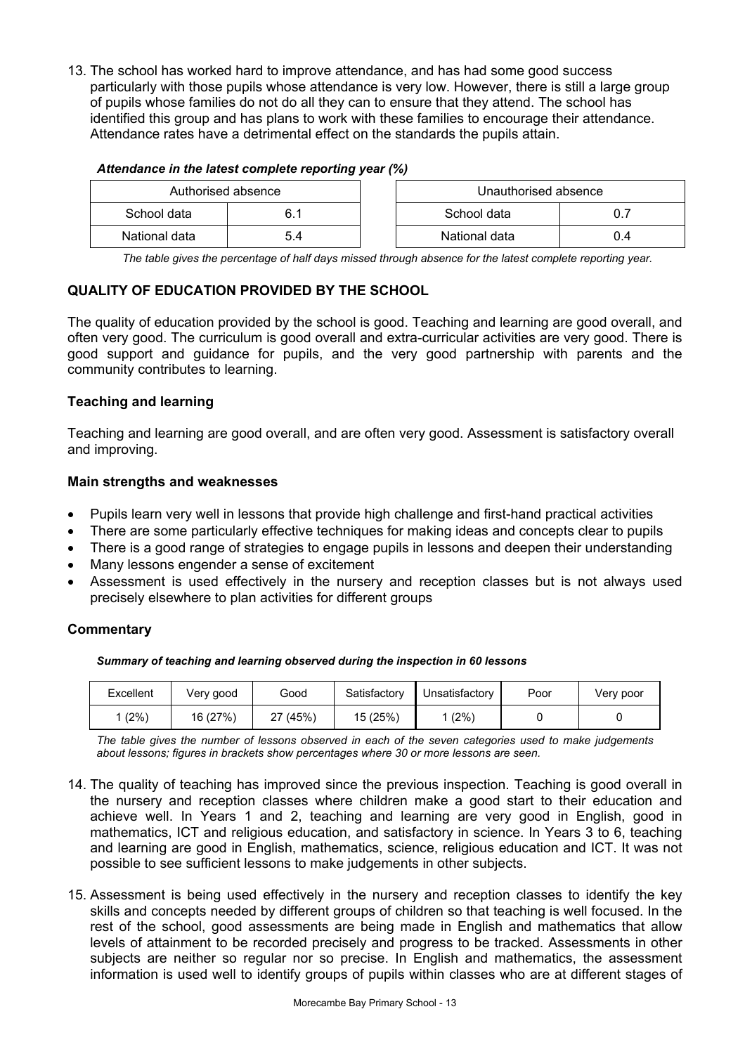13. The school has worked hard to improve attendance, and has had some good success particularly with those pupils whose attendance is very low. However, there is still a large group of pupils whose families do not do all they can to ensure that they attend. The school has identified this group and has plans to work with these families to encourage their attendance. Attendance rates have a detrimental effect on the standards the pupils attain.

***Attendance in the latest complete reporting year (%)***

| Authorised absence | |
|---|---|
| School data | 6.1 |
| National data | 5.4 |

| Unauthorised absence | |
|---|---|
| School data | 0.7 |
| National data | 0.4 |

*The table gives the percentage of half days missed through absence for the latest complete reporting year.*

## QUALITY OF EDUCATION PROVIDED BY THE SCHOOL

The quality of education provided by the school is good. Teaching and learning are good overall, and often very good. The curriculum is good overall and extra-curricular activities are very good. There is good support and guidance for pupils, and the very good partnership with parents and the community contributes to learning.

### Teaching and learning

Teaching and learning are good overall, and are often very good. Assessment is satisfactory overall and improving.

#### Main strengths and weaknesses

- Pupils learn very well in lessons that provide high challenge and first-hand practical activities
- There are some particularly effective techniques for making ideas and concepts clear to pupils
- There is a good range of strategies to engage pupils in lessons and deepen their understanding
- Many lessons engender a sense of excitement
- Assessment is used effectively in the nursery and reception classes but is not always used precisely elsewhere to plan activities for different groups

#### Commentary

***Summary of teaching and learning observed during the inspection in 60 lessons***

| Excellent | Very good | Good | Satisfactory | Unsatisfactory | Poor | Very poor |
|---|---|---|---|---|---|---|
| 1 (2%) | 16 (27%) | 27 (45%) | 15 (25%) | 1 (2%) | 0 | 0 |

*The table gives the number of lessons observed in each of the seven categories used to make judgements about lessons; figures in brackets show percentages where 30 or more lessons are seen.*

14. The quality of teaching has improved since the previous inspection. Teaching is good overall in the nursery and reception classes where children make a good start to their education and achieve well. In Years 1 and 2, teaching and learning are very good in English, good in mathematics, ICT and religious education, and satisfactory in science. In Years 3 to 6, teaching and learning are good in English, mathematics, science, religious education and ICT. It was not possible to see sufficient lessons to make judgements in other subjects.

15. Assessment is being used effectively in the nursery and reception classes to identify the key skills and concepts needed by different groups of children so that teaching is well focused. In the rest of the school, good assessments are being made in English and mathematics that allow levels of attainment to be recorded precisely and progress to be tracked. Assessments in other subjects are neither so regular nor so precise. In English and mathematics, the assessment information is used well to identify groups of pupils within classes who are at different stages of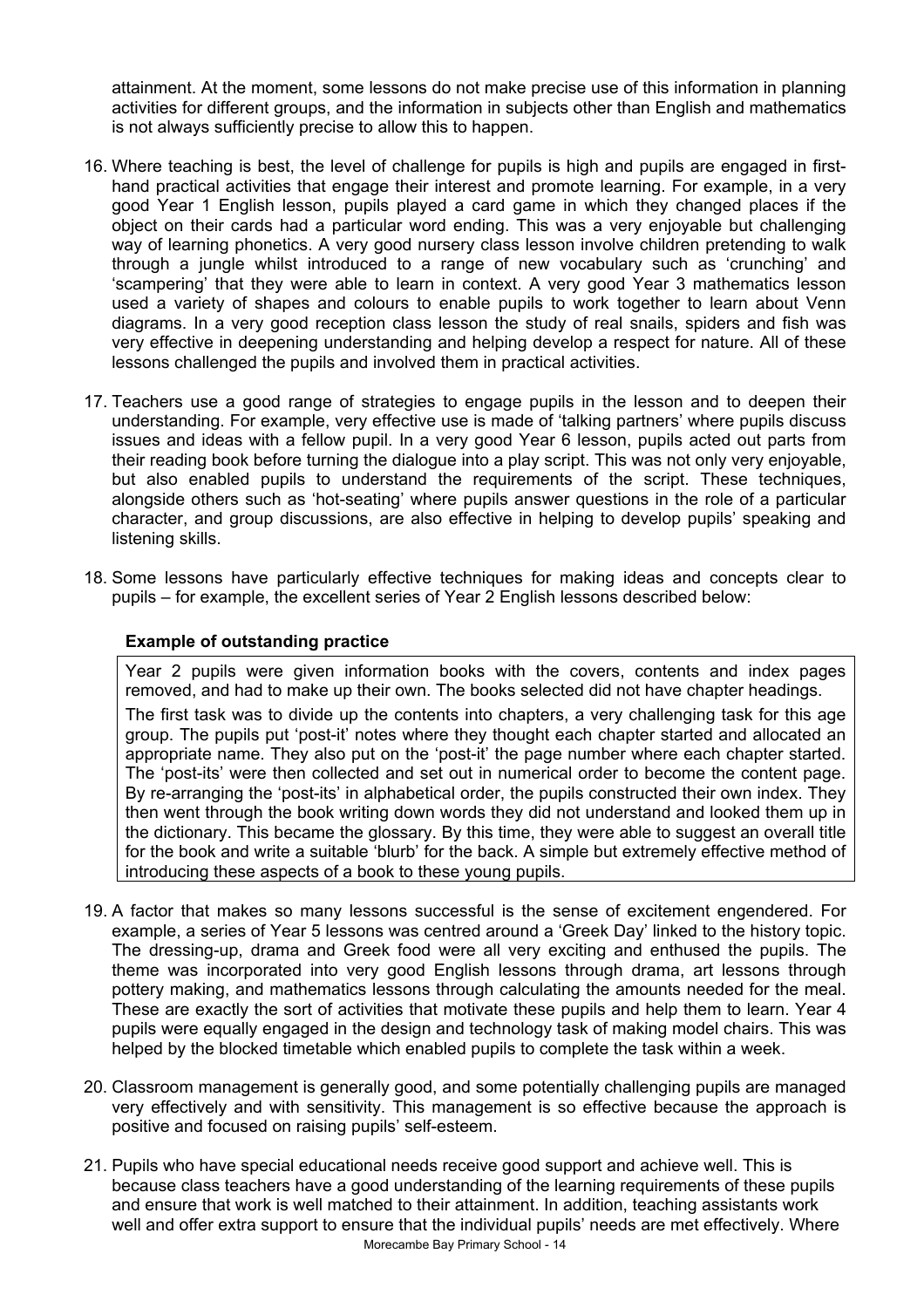attainment. At the moment, some lessons do not make precise use of this information in planning activities for different groups, and the information in subjects other than English and mathematics is not always sufficiently precise to allow this to happen.

16. Where teaching is best, the level of challenge for pupils is high and pupils are engaged in first-hand practical activities that engage their interest and promote learning. For example, in a very good Year 1 English lesson, pupils played a card game in which they changed places if the object on their cards had a particular word ending. This was a very enjoyable but challenging way of learning phonetics. A very good nursery class lesson involve children pretending to walk through a jungle whilst introduced to a range of new vocabulary such as 'crunching' and 'scampering' that they were able to learn in context. A very good Year 3 mathematics lesson used a variety of shapes and colours to enable pupils to work together to learn about Venn diagrams. In a very good reception class lesson the study of real snails, spiders and fish was very effective in deepening understanding and helping develop a respect for nature. All of these lessons challenged the pupils and involved them in practical activities.

17. Teachers use a good range of strategies to engage pupils in the lesson and to deepen their understanding. For example, very effective use is made of 'talking partners' where pupils discuss issues and ideas with a fellow pupil. In a very good Year 6 lesson, pupils acted out parts from their reading book before turning the dialogue into a play script. This was not only very enjoyable, but also enabled pupils to understand the requirements of the script. These techniques, alongside others such as 'hot-seating' where pupils answer questions in the role of a particular character, and group discussions, are also effective in helping to develop pupils' speaking and listening skills.

18. Some lessons have particularly effective techniques for making ideas and concepts clear to pupils – for example, the excellent series of Year 2 English lessons described below:

**Example of outstanding practice**

Year 2 pupils were given information books with the covers, contents and index pages removed, and had to make up their own. The books selected did not have chapter headings.

The first task was to divide up the contents into chapters, a very challenging task for this age group. The pupils put 'post-it' notes where they thought each chapter started and allocated an appropriate name. They also put on the 'post-it' the page number where each chapter started. The 'post-its' were then collected and set out in numerical order to become the content page. By re-arranging the 'post-its' in alphabetical order, the pupils constructed their own index. They then went through the book writing down words they did not understand and looked them up in the dictionary. This became the glossary. By this time, they were able to suggest an overall title for the book and write a suitable 'blurb' for the back. A simple but extremely effective method of introducing these aspects of a book to these young pupils.

19. A factor that makes so many lessons successful is the sense of excitement engendered. For example, a series of Year 5 lessons was centred around a 'Greek Day' linked to the history topic. The dressing-up, drama and Greek food were all very exciting and enthused the pupils. The theme was incorporated into very good English lessons through drama, art lessons through pottery making, and mathematics lessons through calculating the amounts needed for the meal. These are exactly the sort of activities that motivate these pupils and help them to learn. Year 4 pupils were equally engaged in the design and technology task of making model chairs. This was helped by the blocked timetable which enabled pupils to complete the task within a week.

20. Classroom management is generally good, and some potentially challenging pupils are managed very effectively and with sensitivity. This management is so effective because the approach is positive and focused on raising pupils' self-esteem.

21. Pupils who have special educational needs receive good support and achieve well. This is because class teachers have a good understanding of the learning requirements of these pupils and ensure that work is well matched to their attainment. In addition, teaching assistants work well and offer extra support to ensure that the individual pupils' needs are met effectively. Where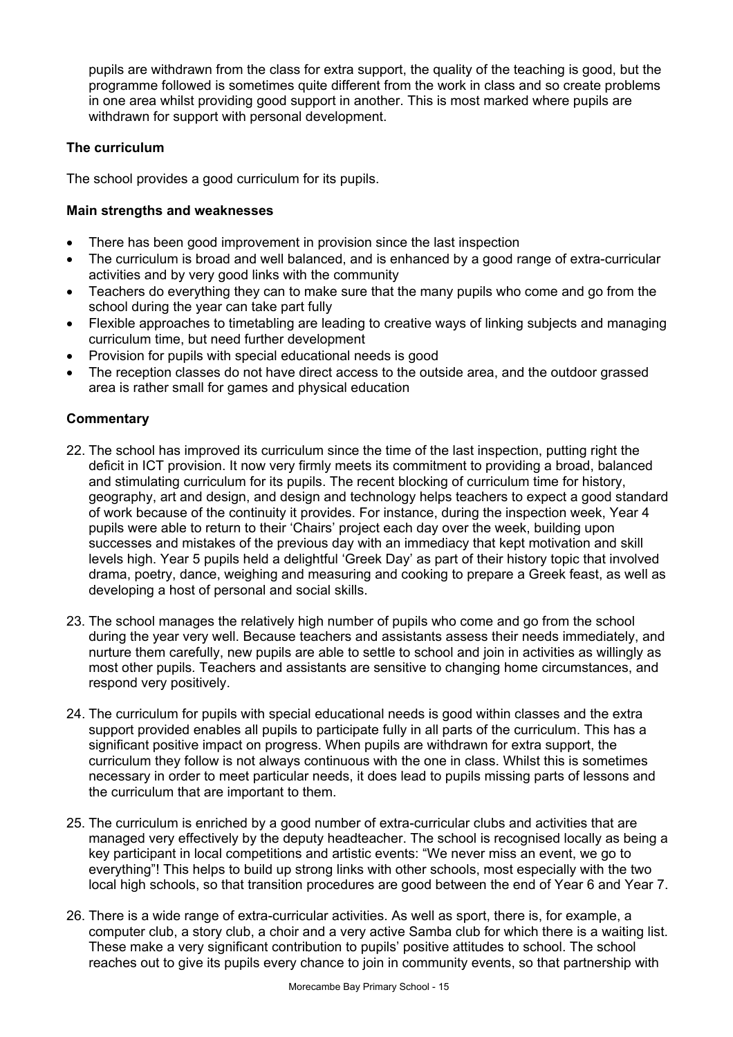pupils are withdrawn from the class for extra support, the quality of the teaching is good, but the programme followed is sometimes quite different from the work in class and so create problems in one area whilst providing good support in another. This is most marked where pupils are withdrawn for support with personal development.

### The curriculum

The school provides a good curriculum for its pupils.

#### Main strengths and weaknesses

- There has been good improvement in provision since the last inspection
- The curriculum is broad and well balanced, and is enhanced by a good range of extra-curricular activities and by very good links with the community
- Teachers do everything they can to make sure that the many pupils who come and go from the school during the year can take part fully
- Flexible approaches to timetabling are leading to creative ways of linking subjects and managing curriculum time, but need further development
- Provision for pupils with special educational needs is good
- The reception classes do not have direct access to the outside area, and the outdoor grassed area is rather small for games and physical education

#### Commentary

22. The school has improved its curriculum since the time of the last inspection, putting right the deficit in ICT provision. It now very firmly meets its commitment to providing a broad, balanced and stimulating curriculum for its pupils. The recent blocking of curriculum time for history, geography, art and design, and design and technology helps teachers to expect a good standard of work because of the continuity it provides. For instance, during the inspection week, Year 4 pupils were able to return to their 'Chairs' project each day over the week, building upon successes and mistakes of the previous day with an immediacy that kept motivation and skill levels high. Year 5 pupils held a delightful 'Greek Day' as part of their history topic that involved drama, poetry, dance, weighing and measuring and cooking to prepare a Greek feast, as well as developing a host of personal and social skills.

23. The school manages the relatively high number of pupils who come and go from the school during the year very well. Because teachers and assistants assess their needs immediately, and nurture them carefully, new pupils are able to settle to school and join in activities as willingly as most other pupils. Teachers and assistants are sensitive to changing home circumstances, and respond very positively.

24. The curriculum for pupils with special educational needs is good within classes and the extra support provided enables all pupils to participate fully in all parts of the curriculum. This has a significant positive impact on progress. When pupils are withdrawn for extra support, the curriculum they follow is not always continuous with the one in class. Whilst this is sometimes necessary in order to meet particular needs, it does lead to pupils missing parts of lessons and the curriculum that are important to them.

25. The curriculum is enriched by a good number of extra-curricular clubs and activities that are managed very effectively by the deputy headteacher. The school is recognised locally as being a key participant in local competitions and artistic events: "We never miss an event, we go to everything"! This helps to build up strong links with other schools, most especially with the two local high schools, so that transition procedures are good between the end of Year 6 and Year 7.

26. There is a wide range of extra-curricular activities. As well as sport, there is, for example, a computer club, a story club, a choir and a very active Samba club for which there is a waiting list. These make a very significant contribution to pupils' positive attitudes to school. The school reaches out to give its pupils every chance to join in community events, so that partnership with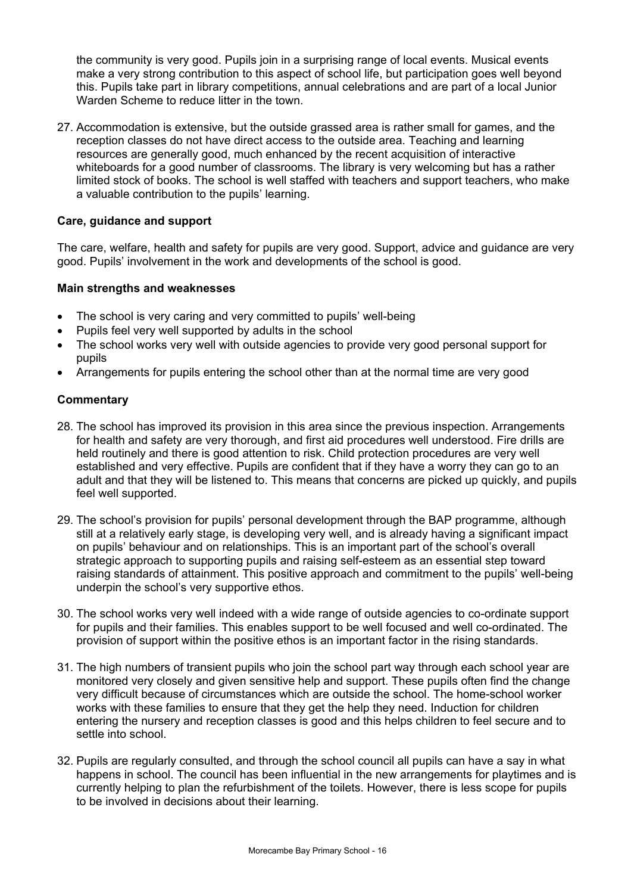the community is very good. Pupils join in a surprising range of local events. Musical events make a very strong contribution to this aspect of school life, but participation goes well beyond this. Pupils take part in library competitions, annual celebrations and are part of a local Junior Warden Scheme to reduce litter in the town.

27. Accommodation is extensive, but the outside grassed area is rather small for games, and the reception classes do not have direct access to the outside area. Teaching and learning resources are generally good, much enhanced by the recent acquisition of interactive whiteboards for a good number of classrooms. The library is very welcoming but has a rather limited stock of books. The school is well staffed with teachers and support teachers, who make a valuable contribution to the pupils' learning.

**Care, guidance and support**

The care, welfare, health and safety for pupils are very good. Support, advice and guidance are very good. Pupils' involvement in the work and developments of the school is good.

**Main strengths and weaknesses**

- The school is very caring and very committed to pupils' well-being
- Pupils feel very well supported by adults in the school
- The school works very well with outside agencies to provide very good personal support for pupils
- Arrangements for pupils entering the school other than at the normal time are very good

**Commentary**

28. The school has improved its provision in this area since the previous inspection. Arrangements for health and safety are very thorough, and first aid procedures well understood. Fire drills are held routinely and there is good attention to risk. Child protection procedures are very well established and very effective. Pupils are confident that if they have a worry they can go to an adult and that they will be listened to. This means that concerns are picked up quickly, and pupils feel well supported.

29. The school's provision for pupils' personal development through the BAP programme, although still at a relatively early stage, is developing very well, and is already having a significant impact on pupils' behaviour and on relationships. This is an important part of the school's overall strategic approach to supporting pupils and raising self-esteem as an essential step toward raising standards of attainment. This positive approach and commitment to the pupils' well-being underpin the school's very supportive ethos.

30. The school works very well indeed with a wide range of outside agencies to co-ordinate support for pupils and their families. This enables support to be well focused and well co-ordinated. The provision of support within the positive ethos is an important factor in the rising standards.

31. The high numbers of transient pupils who join the school part way through each school year are monitored very closely and given sensitive help and support. These pupils often find the change very difficult because of circumstances which are outside the school. The home-school worker works with these families to ensure that they get the help they need. Induction for children entering the nursery and reception classes is good and this helps children to feel secure and to settle into school.

32. Pupils are regularly consulted, and through the school council all pupils can have a say in what happens in school. The council has been influential in the new arrangements for playtimes and is currently helping to plan the refurbishment of the toilets. However, there is less scope for pupils to be involved in decisions about their learning.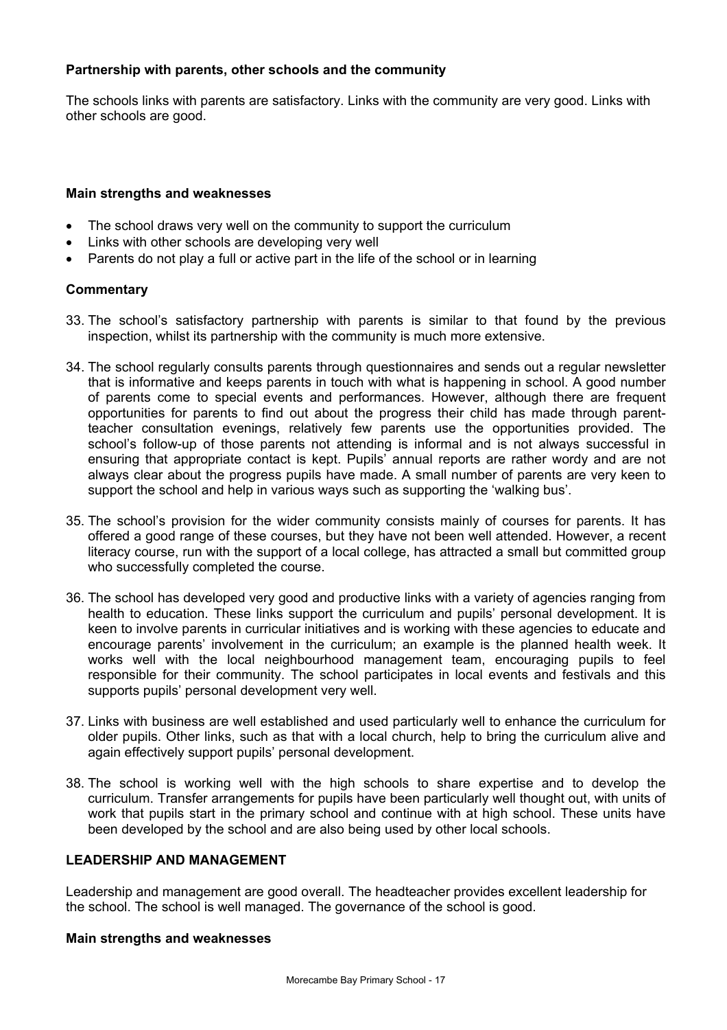### Partnership with parents, other schools and the community

The schools links with parents are satisfactory. Links with the community are very good. Links with other schools are good.

#### Main strengths and weaknesses

- The school draws very well on the community to support the curriculum
- Links with other schools are developing very well
- Parents do not play a full or active part in the life of the school or in learning

#### Commentary

33. The school's satisfactory partnership with parents is similar to that found by the previous inspection, whilst its partnership with the community is much more extensive.

34. The school regularly consults parents through questionnaires and sends out a regular newsletter that is informative and keeps parents in touch with what is happening in school. A good number of parents come to special events and performances. However, although there are frequent opportunities for parents to find out about the progress their child has made through parent-teacher consultation evenings, relatively few parents use the opportunities provided. The school's follow-up of those parents not attending is informal and is not always successful in ensuring that appropriate contact is kept. Pupils' annual reports are rather wordy and are not always clear about the progress pupils have made. A small number of parents are very keen to support the school and help in various ways such as supporting the 'walking bus'.

35. The school's provision for the wider community consists mainly of courses for parents. It has offered a good range of these courses, but they have not been well attended. However, a recent literacy course, run with the support of a local college, has attracted a small but committed group who successfully completed the course.

36. The school has developed very good and productive links with a variety of agencies ranging from health to education. These links support the curriculum and pupils' personal development. It is keen to involve parents in curricular initiatives and is working with these agencies to educate and encourage parents' involvement in the curriculum; an example is the planned health week. It works well with the local neighbourhood management team, encouraging pupils to feel responsible for their community. The school participates in local events and festivals and this supports pupils' personal development very well.

37. Links with business are well established and used particularly well to enhance the curriculum for older pupils. Other links, such as that with a local church, help to bring the curriculum alive and again effectively support pupils' personal development.

38. The school is working well with the high schools to share expertise and to develop the curriculum. Transfer arrangements for pupils have been particularly well thought out, with units of work that pupils start in the primary school and continue with at high school. These units have been developed by the school and are also being used by other local schools.

### LEADERSHIP AND MANAGEMENT

Leadership and management are good overall. The headteacher provides excellent leadership for the school. The school is well managed. The governance of the school is good.

#### Main strengths and weaknesses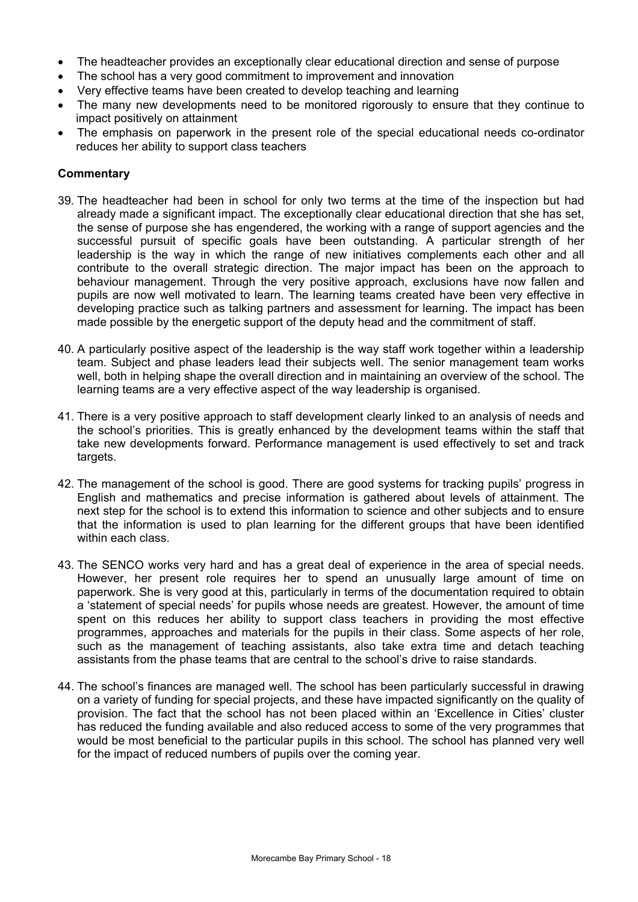- The headteacher provides an exceptionally clear educational direction and sense of purpose
- The school has a very good commitment to improvement and innovation
- Very effective teams have been created to develop teaching and learning
- The many new developments need to be monitored rigorously to ensure that they continue to impact positively on attainment
- The emphasis on paperwork in the present role of the special educational needs co-ordinator reduces her ability to support class teachers

**Commentary**

39. The headteacher had been in school for only two terms at the time of the inspection but had already made a significant impact. The exceptionally clear educational direction that she has set, the sense of purpose she has engendered, the working with a range of support agencies and the successful pursuit of specific goals have been outstanding. A particular strength of her leadership is the way in which the range of new initiatives complements each other and all contribute to the overall strategic direction. The major impact has been on the approach to behaviour management. Through the very positive approach, exclusions have now fallen and pupils are now well motivated to learn. The learning teams created have been very effective in developing practice such as talking partners and assessment for learning. The impact has been made possible by the energetic support of the deputy head and the commitment of staff.

40. A particularly positive aspect of the leadership is the way staff work together within a leadership team. Subject and phase leaders lead their subjects well. The senior management team works well, both in helping shape the overall direction and in maintaining an overview of the school. The learning teams are a very effective aspect of the way leadership is organised.

41. There is a very positive approach to staff development clearly linked to an analysis of needs and the school's priorities. This is greatly enhanced by the development teams within the staff that take new developments forward. Performance management is used effectively to set and track targets.

42. The management of the school is good. There are good systems for tracking pupils' progress in English and mathematics and precise information is gathered about levels of attainment. The next step for the school is to extend this information to science and other subjects and to ensure that the information is used to plan learning for the different groups that have been identified within each class.

43. The SENCO works very hard and has a great deal of experience in the area of special needs. However, her present role requires her to spend an unusually large amount of time on paperwork. She is very good at this, particularly in terms of the documentation required to obtain a 'statement of special needs' for pupils whose needs are greatest. However, the amount of time spent on this reduces her ability to support class teachers in providing the most effective programmes, approaches and materials for the pupils in their class. Some aspects of her role, such as the management of teaching assistants, also take extra time and detach teaching assistants from the phase teams that are central to the school's drive to raise standards.

44. The school's finances are managed well. The school has been particularly successful in drawing on a variety of funding for special projects, and these have impacted significantly on the quality of provision. The fact that the school has not been placed within an 'Excellence in Cities' cluster has reduced the funding available and also reduced access to some of the very programmes that would be most beneficial to the particular pupils in this school. The school has planned very well for the impact of reduced numbers of pupils over the coming year.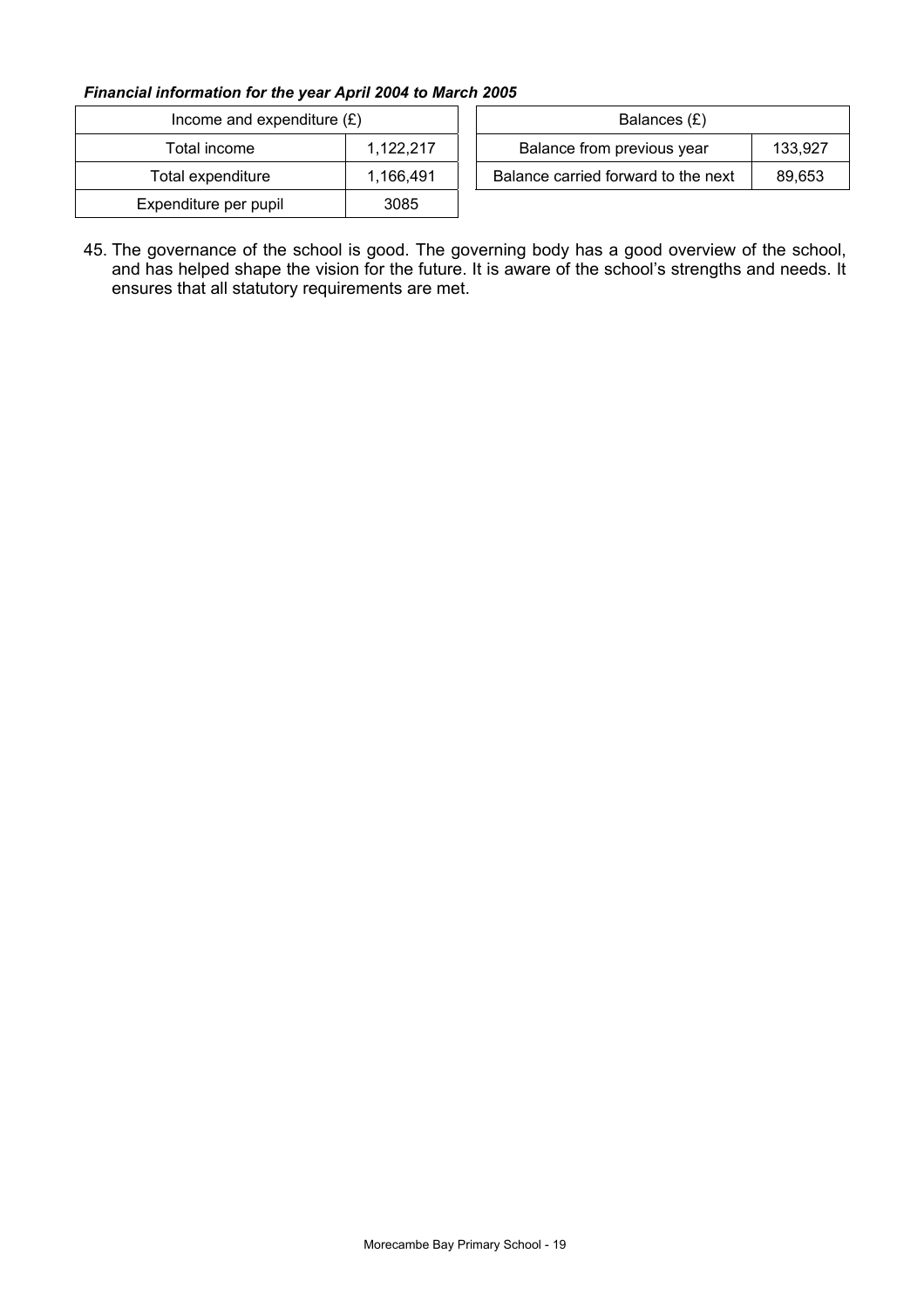***Financial information for the year April 2004 to March 2005***

| Income and expenditure (£) | |
|---|---|
| Total income | 1,122,217 |
| Total expenditure | 1,166,491 |
| Expenditure per pupil | 3085 |

| Balances (£) | |
|---|---|
| Balance from previous year | 133,927 |
| Balance carried forward to the next | 89,653 |

45. The governance of the school is good. The governing body has a good overview of the school, and has helped shape the vision for the future. It is aware of the school's strengths and needs. It ensures that all statutory requirements are met.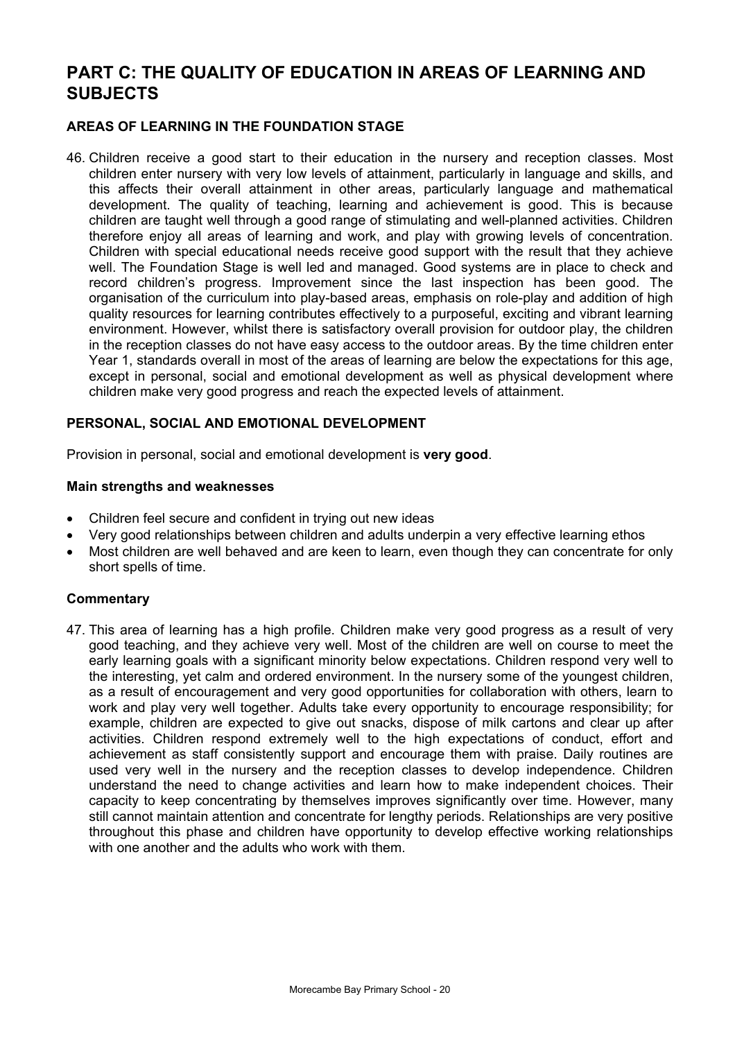# PART C: THE QUALITY OF EDUCATION IN AREAS OF LEARNING AND SUBJECTS

## AREAS OF LEARNING IN THE FOUNDATION STAGE

46. Children receive a good start to their education in the nursery and reception classes. Most children enter nursery with very low levels of attainment, particularly in language and skills, and this affects their overall attainment in other areas, particularly language and mathematical development. The quality of teaching, learning and achievement is good. This is because children are taught well through a good range of stimulating and well-planned activities. Children therefore enjoy all areas of learning and work, and play with growing levels of concentration. Children with special educational needs receive good support with the result that they achieve well. The Foundation Stage is well led and managed. Good systems are in place to check and record children's progress. Improvement since the last inspection has been good. The organisation of the curriculum into play-based areas, emphasis on role-play and addition of high quality resources for learning contributes effectively to a purposeful, exciting and vibrant learning environment. However, whilst there is satisfactory overall provision for outdoor play, the children in the reception classes do not have easy access to the outdoor areas. By the time children enter Year 1, standards overall in most of the areas of learning are below the expectations for this age, except in personal, social and emotional development as well as physical development where children make very good progress and reach the expected levels of attainment.

## PERSONAL, SOCIAL AND EMOTIONAL DEVELOPMENT

Provision in personal, social and emotional development is **very good**.

### Main strengths and weaknesses

- Children feel secure and confident in trying out new ideas
- Very good relationships between children and adults underpin a very effective learning ethos
- Most children are well behaved and are keen to learn, even though they can concentrate for only short spells of time.

### Commentary

47. This area of learning has a high profile. Children make very good progress as a result of very good teaching, and they achieve very well. Most of the children are well on course to meet the early learning goals with a significant minority below expectations. Children respond very well to the interesting, yet calm and ordered environment. In the nursery some of the youngest children, as a result of encouragement and very good opportunities for collaboration with others, learn to work and play very well together. Adults take every opportunity to encourage responsibility; for example, children are expected to give out snacks, dispose of milk cartons and clear up after activities. Children respond extremely well to the high expectations of conduct, effort and achievement as staff consistently support and encourage them with praise. Daily routines are used very well in the nursery and the reception classes to develop independence. Children understand the need to change activities and learn how to make independent choices. Their capacity to keep concentrating by themselves improves significantly over time. However, many still cannot maintain attention and concentrate for lengthy periods. Relationships are very positive throughout this phase and children have opportunity to develop effective working relationships with one another and the adults who work with them.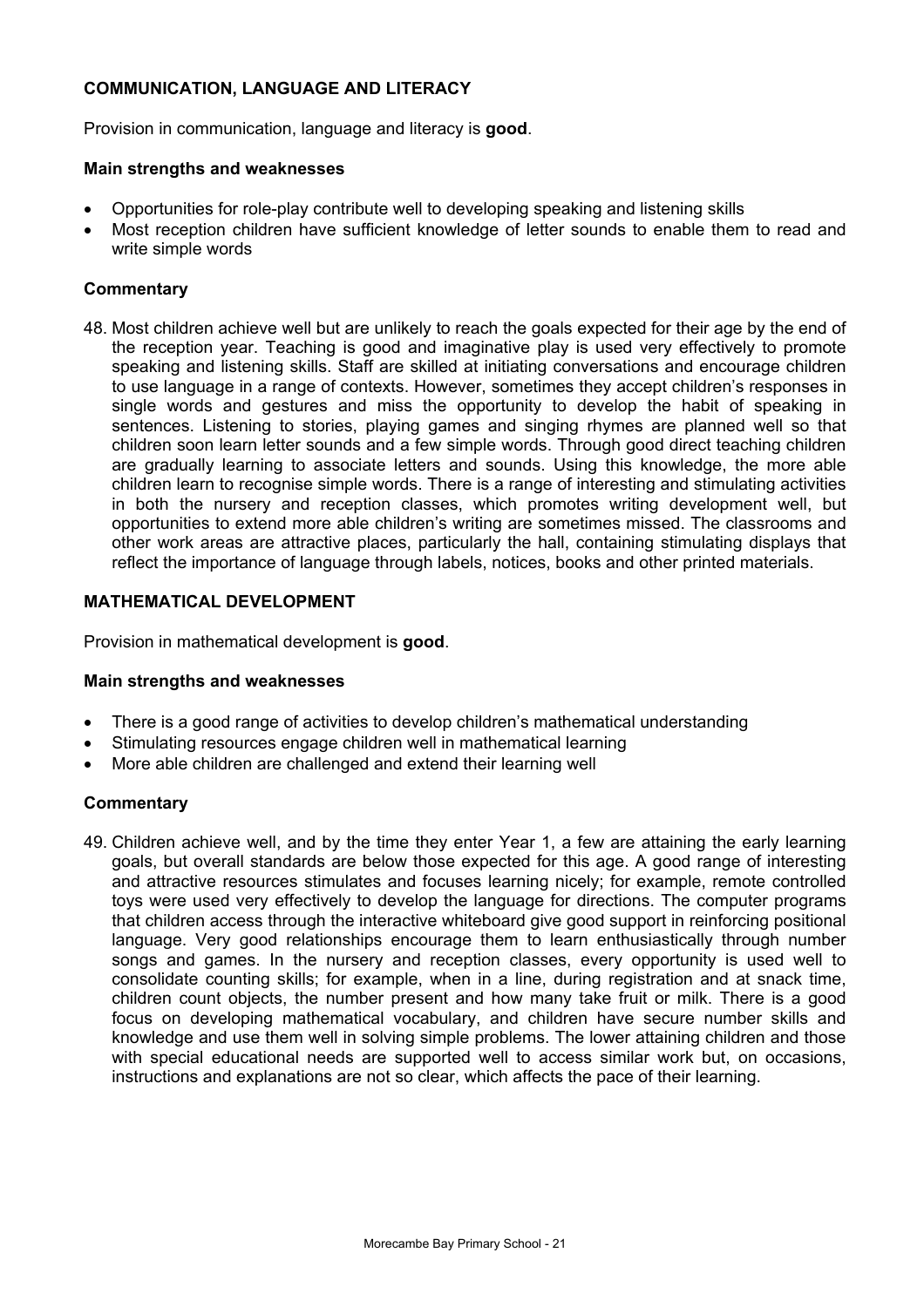## COMMUNICATION, LANGUAGE AND LITERACY

Provision in communication, language and literacy is **good**.

### Main strengths and weaknesses

- Opportunities for role-play contribute well to developing speaking and listening skills
- Most reception children have sufficient knowledge of letter sounds to enable them to read and write simple words

### Commentary

48. Most children achieve well but are unlikely to reach the goals expected for their age by the end of the reception year. Teaching is good and imaginative play is used very effectively to promote speaking and listening skills. Staff are skilled at initiating conversations and encourage children to use language in a range of contexts. However, sometimes they accept children's responses in single words and gestures and miss the opportunity to develop the habit of speaking in sentences. Listening to stories, playing games and singing rhymes are planned well so that children soon learn letter sounds and a few simple words. Through good direct teaching children are gradually learning to associate letters and sounds. Using this knowledge, the more able children learn to recognise simple words. There is a range of interesting and stimulating activities in both the nursery and reception classes, which promotes writing development well, but opportunities to extend more able children's writing are sometimes missed. The classrooms and other work areas are attractive places, particularly the hall, containing stimulating displays that reflect the importance of language through labels, notices, books and other printed materials.

## MATHEMATICAL DEVELOPMENT

Provision in mathematical development is **good**.

### Main strengths and weaknesses

- There is a good range of activities to develop children's mathematical understanding
- Stimulating resources engage children well in mathematical learning
- More able children are challenged and extend their learning well

### Commentary

49. Children achieve well, and by the time they enter Year 1, a few are attaining the early learning goals, but overall standards are below those expected for this age. A good range of interesting and attractive resources stimulates and focuses learning nicely; for example, remote controlled toys were used very effectively to develop the language for directions. The computer programs that children access through the interactive whiteboard give good support in reinforcing positional language. Very good relationships encourage them to learn enthusiastically through number songs and games. In the nursery and reception classes, every opportunity is used well to consolidate counting skills; for example, when in a line, during registration and at snack time, children count objects, the number present and how many take fruit or milk. There is a good focus on developing mathematical vocabulary, and children have secure number skills and knowledge and use them well in solving simple problems. The lower attaining children and those with special educational needs are supported well to access similar work but, on occasions, instructions and explanations are not so clear, which affects the pace of their learning.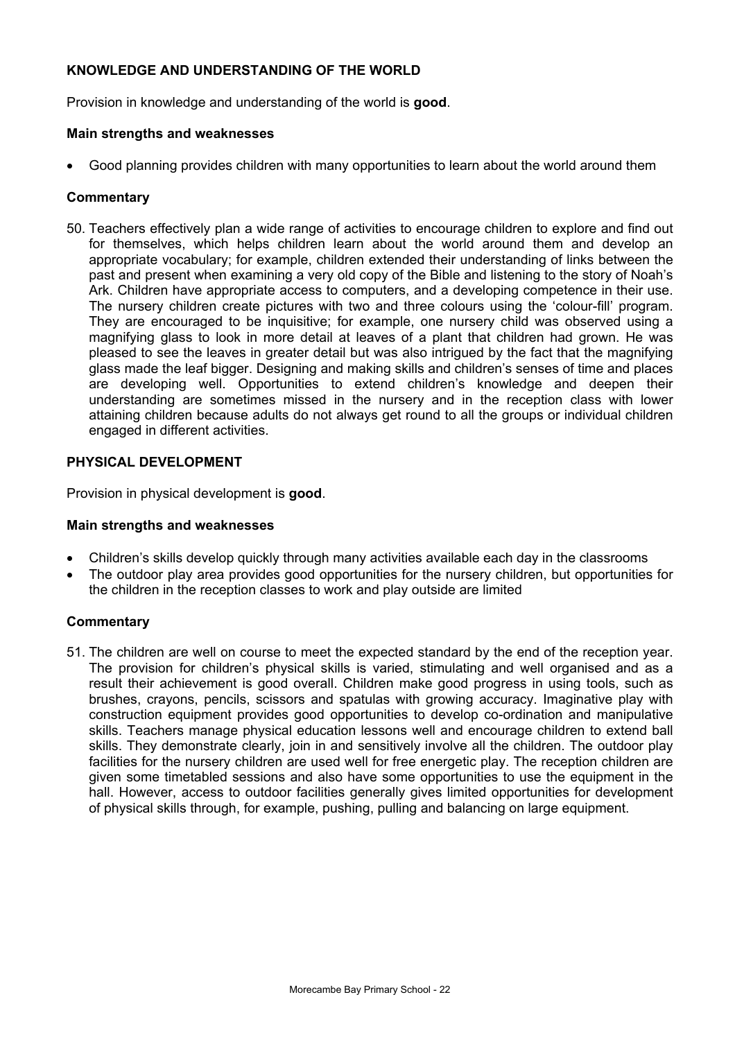## KNOWLEDGE AND UNDERSTANDING OF THE WORLD

Provision in knowledge and understanding of the world is **good**.

### Main strengths and weaknesses

- Good planning provides children with many opportunities to learn about the world around them

### Commentary

50. Teachers effectively plan a wide range of activities to encourage children to explore and find out for themselves, which helps children learn about the world around them and develop an appropriate vocabulary; for example, children extended their understanding of links between the past and present when examining a very old copy of the Bible and listening to the story of Noah's Ark. Children have appropriate access to computers, and a developing competence in their use. The nursery children create pictures with two and three colours using the 'colour-fill' program. They are encouraged to be inquisitive; for example, one nursery child was observed using a magnifying glass to look in more detail at leaves of a plant that children had grown. He was pleased to see the leaves in greater detail but was also intrigued by the fact that the magnifying glass made the leaf bigger. Designing and making skills and children's senses of time and places are developing well. Opportunities to extend children's knowledge and deepen their understanding are sometimes missed in the nursery and in the reception class with lower attaining children because adults do not always get round to all the groups or individual children engaged in different activities.

## PHYSICAL DEVELOPMENT

Provision in physical development is **good**.

### Main strengths and weaknesses

- Children's skills develop quickly through many activities available each day in the classrooms
- The outdoor play area provides good opportunities for the nursery children, but opportunities for the children in the reception classes to work and play outside are limited

### Commentary

51. The children are well on course to meet the expected standard by the end of the reception year. The provision for children's physical skills is varied, stimulating and well organised and as a result their achievement is good overall. Children make good progress in using tools, such as brushes, crayons, pencils, scissors and spatulas with growing accuracy. Imaginative play with construction equipment provides good opportunities to develop co-ordination and manipulative skills. Teachers manage physical education lessons well and encourage children to extend ball skills. They demonstrate clearly, join in and sensitively involve all the children. The outdoor play facilities for the nursery children are used well for free energetic play. The reception children are given some timetabled sessions and also have some opportunities to use the equipment in the hall. However, access to outdoor facilities generally gives limited opportunities for development of physical skills through, for example, pushing, pulling and balancing on large equipment.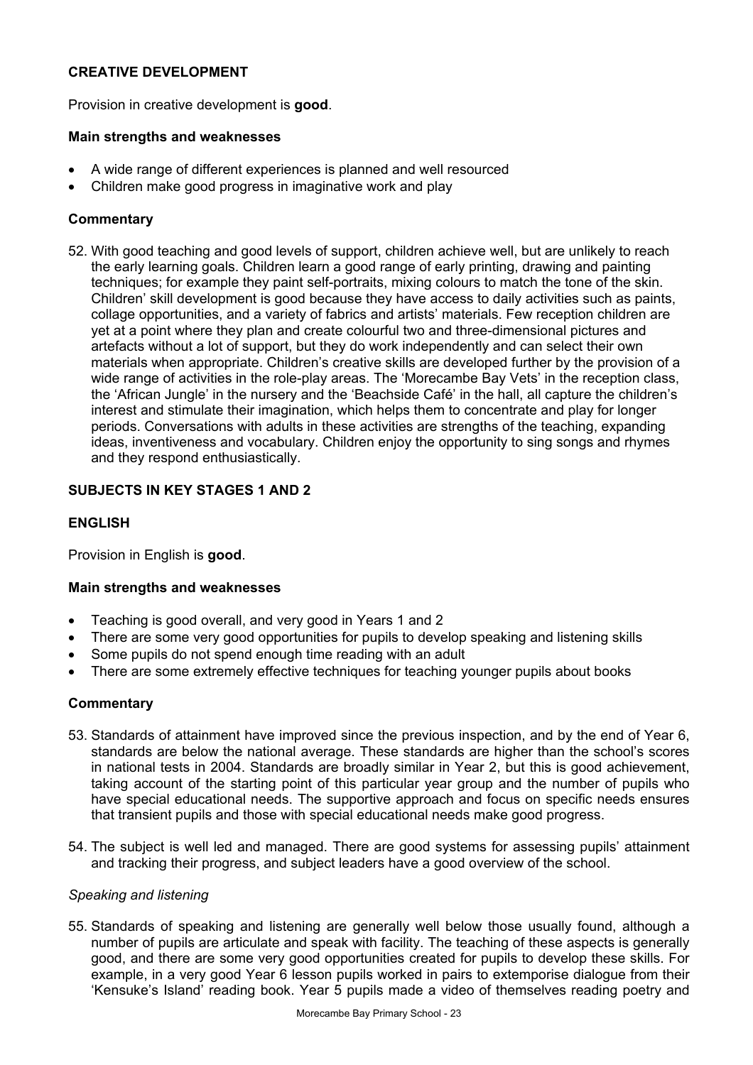## CREATIVE DEVELOPMENT

Provision in creative development is **good**.

### Main strengths and weaknesses

- A wide range of different experiences is planned and well resourced
- Children make good progress in imaginative work and play

### Commentary

52. With good teaching and good levels of support, children achieve well, but are unlikely to reach the early learning goals. Children learn a good range of early printing, drawing and painting techniques; for example they paint self-portraits, mixing colours to match the tone of the skin. Children' skill development is good because they have access to daily activities such as paints, collage opportunities, and a variety of fabrics and artists' materials. Few reception children are yet at a point where they plan and create colourful two and three-dimensional pictures and artefacts without a lot of support, but they do work independently and can select their own materials when appropriate. Children's creative skills are developed further by the provision of a wide range of activities in the role-play areas. The 'Morecambe Bay Vets' in the reception class, the 'African Jungle' in the nursery and the 'Beachside Café' in the hall, all capture the children's interest and stimulate their imagination, which helps them to concentrate and play for longer periods. Conversations with adults in these activities are strengths of the teaching, expanding ideas, inventiveness and vocabulary. Children enjoy the opportunity to sing songs and rhymes and they respond enthusiastically.

## SUBJECTS IN KEY STAGES 1 AND 2

## ENGLISH

Provision in English is **good**.

### Main strengths and weaknesses

- Teaching is good overall, and very good in Years 1 and 2
- There are some very good opportunities for pupils to develop speaking and listening skills
- Some pupils do not spend enough time reading with an adult
- There are some extremely effective techniques for teaching younger pupils about books

### Commentary

53. Standards of attainment have improved since the previous inspection, and by the end of Year 6, standards are below the national average. These standards are higher than the school's scores in national tests in 2004. Standards are broadly similar in Year 2, but this is good achievement, taking account of the starting point of this particular year group and the number of pupils who have special educational needs. The supportive approach and focus on specific needs ensures that transient pupils and those with special educational needs make good progress.

54. The subject is well led and managed. There are good systems for assessing pupils' attainment and tracking their progress, and subject leaders have a good overview of the school.

*Speaking and listening*

55. Standards of speaking and listening are generally well below those usually found, although a number of pupils are articulate and speak with facility. The teaching of these aspects is generally good, and there are some very good opportunities created for pupils to develop these skills. For example, in a very good Year 6 lesson pupils worked in pairs to extemporise dialogue from their 'Kensuke's Island' reading book. Year 5 pupils made a video of themselves reading poetry and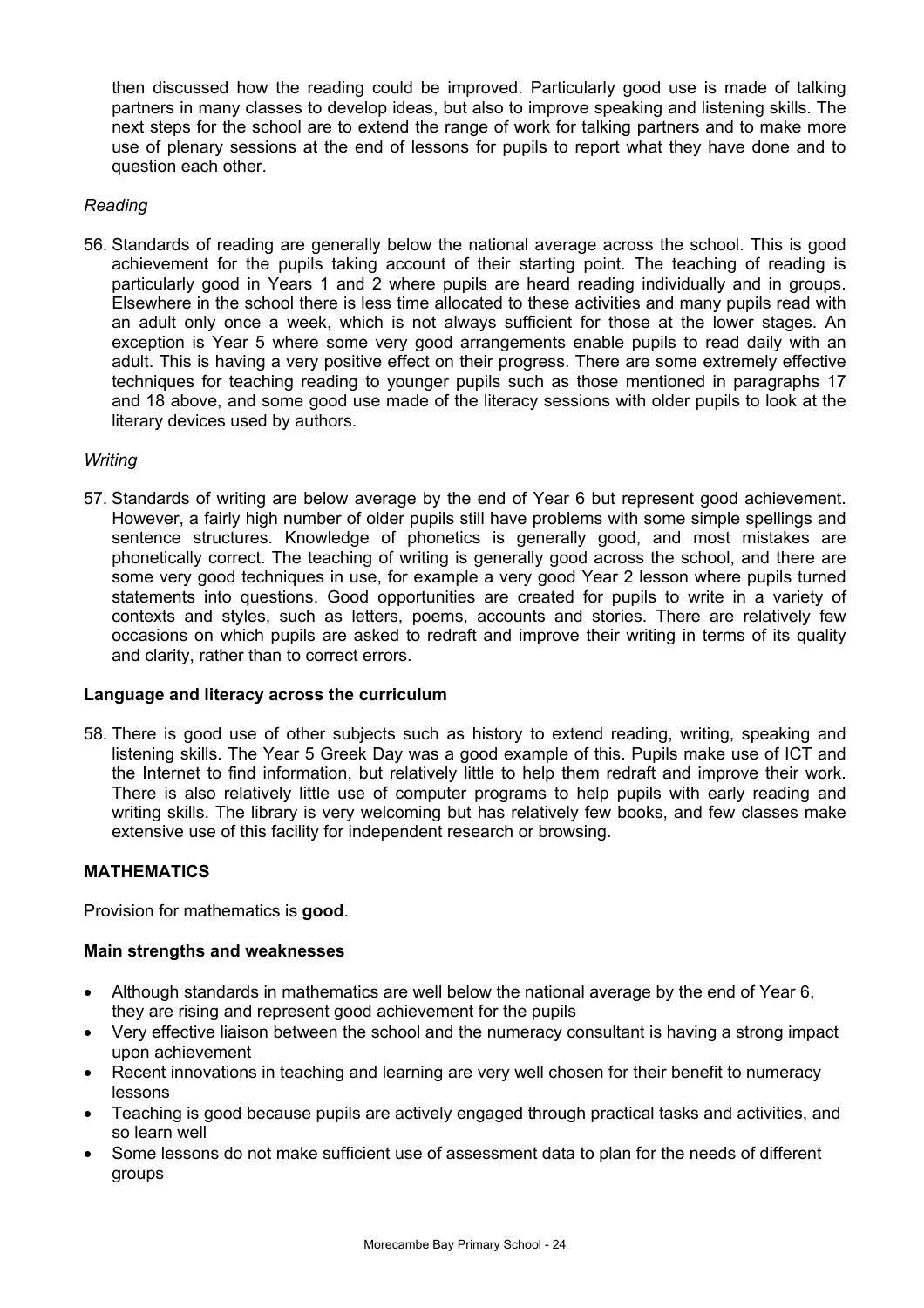then discussed how the reading could be improved. Particularly good use is made of talking partners in many classes to develop ideas, but also to improve speaking and listening skills. The next steps for the school are to extend the range of work for talking partners and to make more use of plenary sessions at the end of lessons for pupils to report what they have done and to question each other.

*Reading*

56. Standards of reading are generally below the national average across the school. This is good achievement for the pupils taking account of their starting point. The teaching of reading is particularly good in Years 1 and 2 where pupils are heard reading individually and in groups. Elsewhere in the school there is less time allocated to these activities and many pupils read with an adult only once a week, which is not always sufficient for those at the lower stages. An exception is Year 5 where some very good arrangements enable pupils to read daily with an adult. This is having a very positive effect on their progress. There are some extremely effective techniques for teaching reading to younger pupils such as those mentioned in paragraphs 17 and 18 above, and some good use made of the literacy sessions with older pupils to look at the literary devices used by authors.

*Writing*

57. Standards of writing are below average by the end of Year 6 but represent good achievement. However, a fairly high number of older pupils still have problems with some simple spellings and sentence structures. Knowledge of phonetics is generally good, and most mistakes are phonetically correct. The teaching of writing is generally good across the school, and there are some very good techniques in use, for example a very good Year 2 lesson where pupils turned statements into questions. Good opportunities are created for pupils to write in a variety of contexts and styles, such as letters, poems, accounts and stories. There are relatively few occasions on which pupils are asked to redraft and improve their writing in terms of its quality and clarity, rather than to correct errors.

**Language and literacy across the curriculum**

58. There is good use of other subjects such as history to extend reading, writing, speaking and listening skills. The Year 5 Greek Day was a good example of this. Pupils make use of ICT and the Internet to find information, but relatively little to help them redraft and improve their work. There is also relatively little use of computer programs to help pupils with early reading and writing skills. The library is very welcoming but has relatively few books, and few classes make extensive use of this facility for independent research or browsing.

**MATHEMATICS**

Provision for mathematics is **good**.

**Main strengths and weaknesses**

- Although standards in mathematics are well below the national average by the end of Year 6, they are rising and represent good achievement for the pupils
- Very effective liaison between the school and the numeracy consultant is having a strong impact upon achievement
- Recent innovations in teaching and learning are very well chosen for their benefit to numeracy lessons
- Teaching is good because pupils are actively engaged through practical tasks and activities, and so learn well
- Some lessons do not make sufficient use of assessment data to plan for the needs of different groups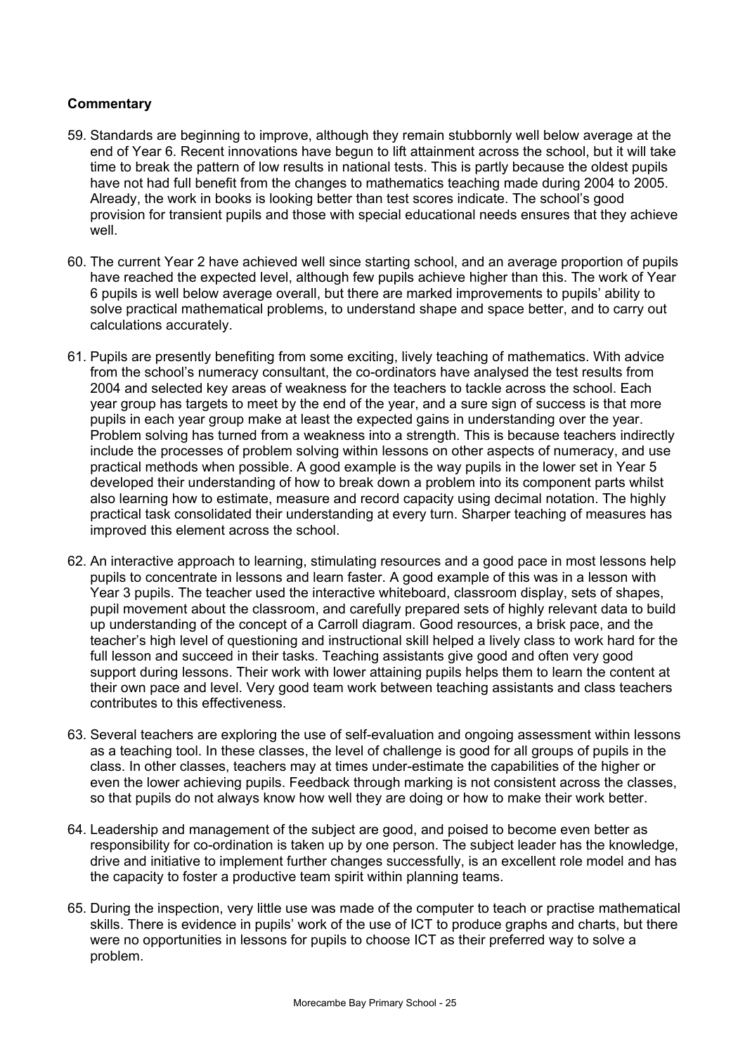**Commentary**

59. Standards are beginning to improve, although they remain stubbornly well below average at the end of Year 6. Recent innovations have begun to lift attainment across the school, but it will take time to break the pattern of low results in national tests. This is partly because the oldest pupils have not had full benefit from the changes to mathematics teaching made during 2004 to 2005. Already, the work in books is looking better than test scores indicate. The school's good provision for transient pupils and those with special educational needs ensures that they achieve well.

60. The current Year 2 have achieved well since starting school, and an average proportion of pupils have reached the expected level, although few pupils achieve higher than this. The work of Year 6 pupils is well below average overall, but there are marked improvements to pupils' ability to solve practical mathematical problems, to understand shape and space better, and to carry out calculations accurately.

61. Pupils are presently benefiting from some exciting, lively teaching of mathematics. With advice from the school's numeracy consultant, the co-ordinators have analysed the test results from 2004 and selected key areas of weakness for the teachers to tackle across the school. Each year group has targets to meet by the end of the year, and a sure sign of success is that more pupils in each year group make at least the expected gains in understanding over the year. Problem solving has turned from a weakness into a strength. This is because teachers indirectly include the processes of problem solving within lessons on other aspects of numeracy, and use practical methods when possible. A good example is the way pupils in the lower set in Year 5 developed their understanding of how to break down a problem into its component parts whilst also learning how to estimate, measure and record capacity using decimal notation. The highly practical task consolidated their understanding at every turn. Sharper teaching of measures has improved this element across the school.

62. An interactive approach to learning, stimulating resources and a good pace in most lessons help pupils to concentrate in lessons and learn faster. A good example of this was in a lesson with Year 3 pupils. The teacher used the interactive whiteboard, classroom display, sets of shapes, pupil movement about the classroom, and carefully prepared sets of highly relevant data to build up understanding of the concept of a Carroll diagram. Good resources, a brisk pace, and the teacher's high level of questioning and instructional skill helped a lively class to work hard for the full lesson and succeed in their tasks. Teaching assistants give good and often very good support during lessons. Their work with lower attaining pupils helps them to learn the content at their own pace and level. Very good team work between teaching assistants and class teachers contributes to this effectiveness.

63. Several teachers are exploring the use of self-evaluation and ongoing assessment within lessons as a teaching tool. In these classes, the level of challenge is good for all groups of pupils in the class. In other classes, teachers may at times under-estimate the capabilities of the higher or even the lower achieving pupils. Feedback through marking is not consistent across the classes, so that pupils do not always know how well they are doing or how to make their work better.

64. Leadership and management of the subject are good, and poised to become even better as responsibility for co-ordination is taken up by one person. The subject leader has the knowledge, drive and initiative to implement further changes successfully, is an excellent role model and has the capacity to foster a productive team spirit within planning teams.

65. During the inspection, very little use was made of the computer to teach or practise mathematical skills. There is evidence in pupils' work of the use of ICT to produce graphs and charts, but there were no opportunities in lessons for pupils to choose ICT as their preferred way to solve a problem.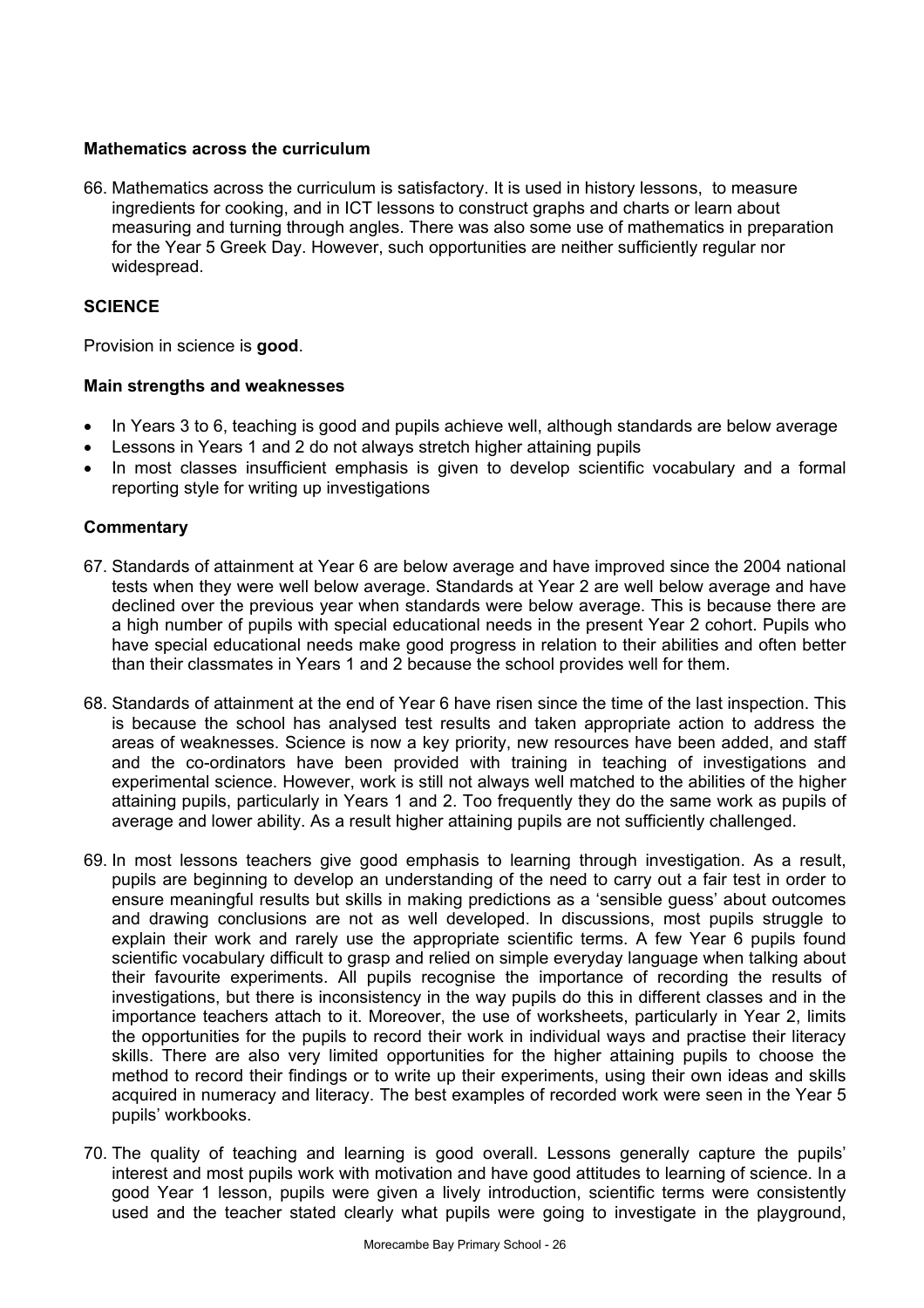### Mathematics across the curriculum

66. Mathematics across the curriculum is satisfactory. It is used in history lessons, to measure ingredients for cooking, and in ICT lessons to construct graphs and charts or learn about measuring and turning through angles. There was also some use of mathematics in preparation for the Year 5 Greek Day. However, such opportunities are neither sufficiently regular nor widespread.

## SCIENCE

Provision in science is **good**.

### Main strengths and weaknesses

- In Years 3 to 6, teaching is good and pupils achieve well, although standards are below average
- Lessons in Years 1 and 2 do not always stretch higher attaining pupils
- In most classes insufficient emphasis is given to develop scientific vocabulary and a formal reporting style for writing up investigations

### Commentary

67. Standards of attainment at Year 6 are below average and have improved since the 2004 national tests when they were well below average. Standards at Year 2 are well below average and have declined over the previous year when standards were below average. This is because there are a high number of pupils with special educational needs in the present Year 2 cohort. Pupils who have special educational needs make good progress in relation to their abilities and often better than their classmates in Years 1 and 2 because the school provides well for them.

68. Standards of attainment at the end of Year 6 have risen since the time of the last inspection. This is because the school has analysed test results and taken appropriate action to address the areas of weaknesses. Science is now a key priority, new resources have been added, and staff and the co-ordinators have been provided with training in teaching of investigations and experimental science. However, work is still not always well matched to the abilities of the higher attaining pupils, particularly in Years 1 and 2. Too frequently they do the same work as pupils of average and lower ability. As a result higher attaining pupils are not sufficiently challenged.

69. In most lessons teachers give good emphasis to learning through investigation. As a result, pupils are beginning to develop an understanding of the need to carry out a fair test in order to ensure meaningful results but skills in making predictions as a 'sensible guess' about outcomes and drawing conclusions are not as well developed. In discussions, most pupils struggle to explain their work and rarely use the appropriate scientific terms. A few Year 6 pupils found scientific vocabulary difficult to grasp and relied on simple everyday language when talking about their favourite experiments. All pupils recognise the importance of recording the results of investigations, but there is inconsistency in the way pupils do this in different classes and in the importance teachers attach to it. Moreover, the use of worksheets, particularly in Year 2, limits the opportunities for the pupils to record their work in individual ways and practise their literacy skills. There are also very limited opportunities for the higher attaining pupils to choose the method to record their findings or to write up their experiments, using their own ideas and skills acquired in numeracy and literacy. The best examples of recorded work were seen in the Year 5 pupils' workbooks.

70. The quality of teaching and learning is good overall. Lessons generally capture the pupils' interest and most pupils work with motivation and have good attitudes to learning of science. In a good Year 1 lesson, pupils were given a lively introduction, scientific terms were consistently used and the teacher stated clearly what pupils were going to investigate in the playground,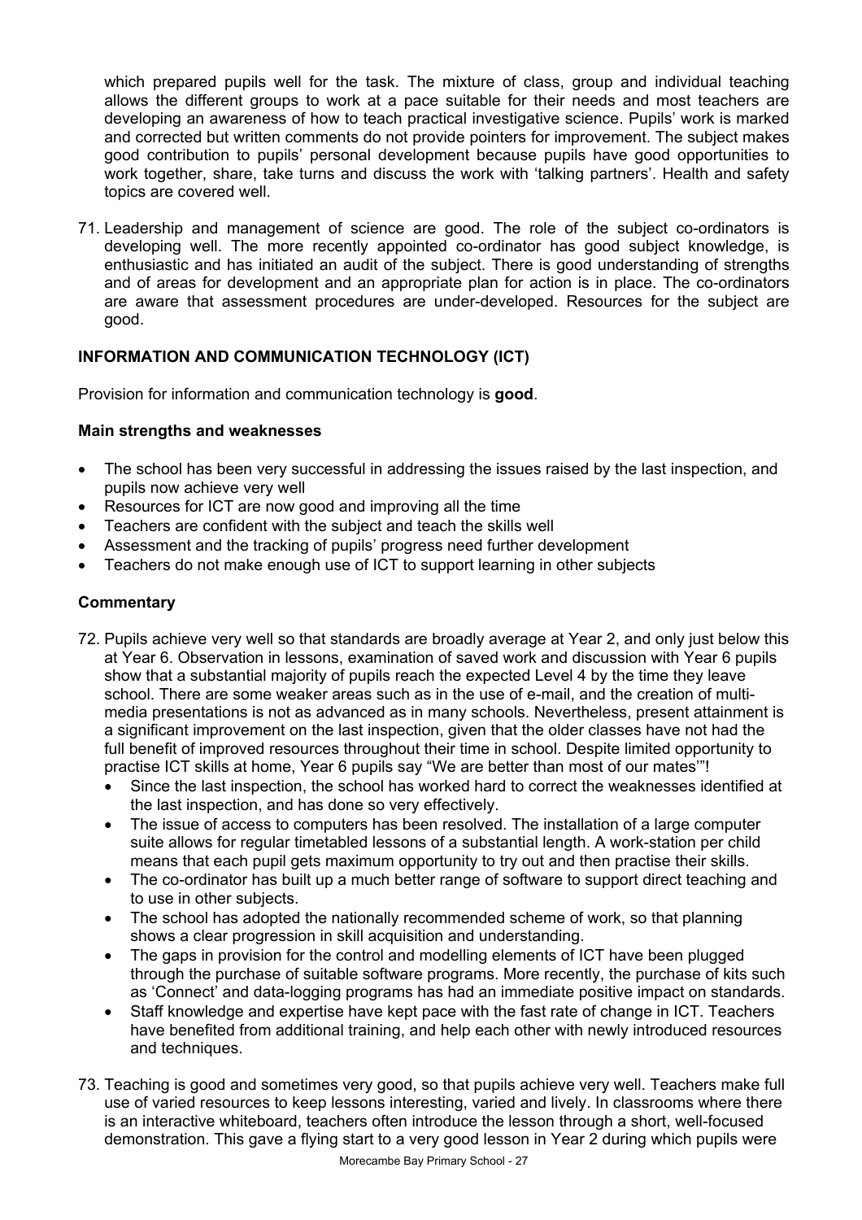which prepared pupils well for the task. The mixture of class, group and individual teaching allows the different groups to work at a pace suitable for their needs and most teachers are developing an awareness of how to teach practical investigative science. Pupils' work is marked and corrected but written comments do not provide pointers for improvement. The subject makes good contribution to pupils' personal development because pupils have good opportunities to work together, share, take turns and discuss the work with 'talking partners'. Health and safety topics are covered well.

71. Leadership and management of science are good. The role of the subject co-ordinators is developing well. The more recently appointed co-ordinator has good subject knowledge, is enthusiastic and has initiated an audit of the subject. There is good understanding of strengths and of areas for development and an appropriate plan for action is in place. The co-ordinators are aware that assessment procedures are under-developed. Resources for the subject are good.

## INFORMATION AND COMMUNICATION TECHNOLOGY (ICT)

Provision for information and communication technology is **good**.

### Main strengths and weaknesses

- The school has been very successful in addressing the issues raised by the last inspection, and pupils now achieve very well
- Resources for ICT are now good and improving all the time
- Teachers are confident with the subject and teach the skills well
- Assessment and the tracking of pupils' progress need further development
- Teachers do not make enough use of ICT to support learning in other subjects

### Commentary

72. Pupils achieve very well so that standards are broadly average at Year 2, and only just below this at Year 6. Observation in lessons, examination of saved work and discussion with Year 6 pupils show that a substantial majority of pupils reach the expected Level 4 by the time they leave school. There are some weaker areas such as in the use of e-mail, and the creation of multi-media presentations is not as advanced as in many schools. Nevertheless, present attainment is a significant improvement on the last inspection, given that the older classes have not had the full benefit of improved resources throughout their time in school. Despite limited opportunity to practise ICT skills at home, Year 6 pupils say "We are better than most of our mates'"!
    - Since the last inspection, the school has worked hard to correct the weaknesses identified at the last inspection, and has done so very effectively.
    - The issue of access to computers has been resolved. The installation of a large computer suite allows for regular timetabled lessons of a substantial length. A work-station per child means that each pupil gets maximum opportunity to try out and then practise their skills.
    - The co-ordinator has built up a much better range of software to support direct teaching and to use in other subjects.
    - The school has adopted the nationally recommended scheme of work, so that planning shows a clear progression in skill acquisition and understanding.
    - The gaps in provision for the control and modelling elements of ICT have been plugged through the purchase of suitable software programs. More recently, the purchase of kits such as 'Connect' and data-logging programs has had an immediate positive impact on standards.
    - Staff knowledge and expertise have kept pace with the fast rate of change in ICT. Teachers have benefited from additional training, and help each other with newly introduced resources and techniques.

73. Teaching is good and sometimes very good, so that pupils achieve very well. Teachers make full use of varied resources to keep lessons interesting, varied and lively. In classrooms where there is an interactive whiteboard, teachers often introduce the lesson through a short, well-focused demonstration. This gave a flying start to a very good lesson in Year 2 during which pupils were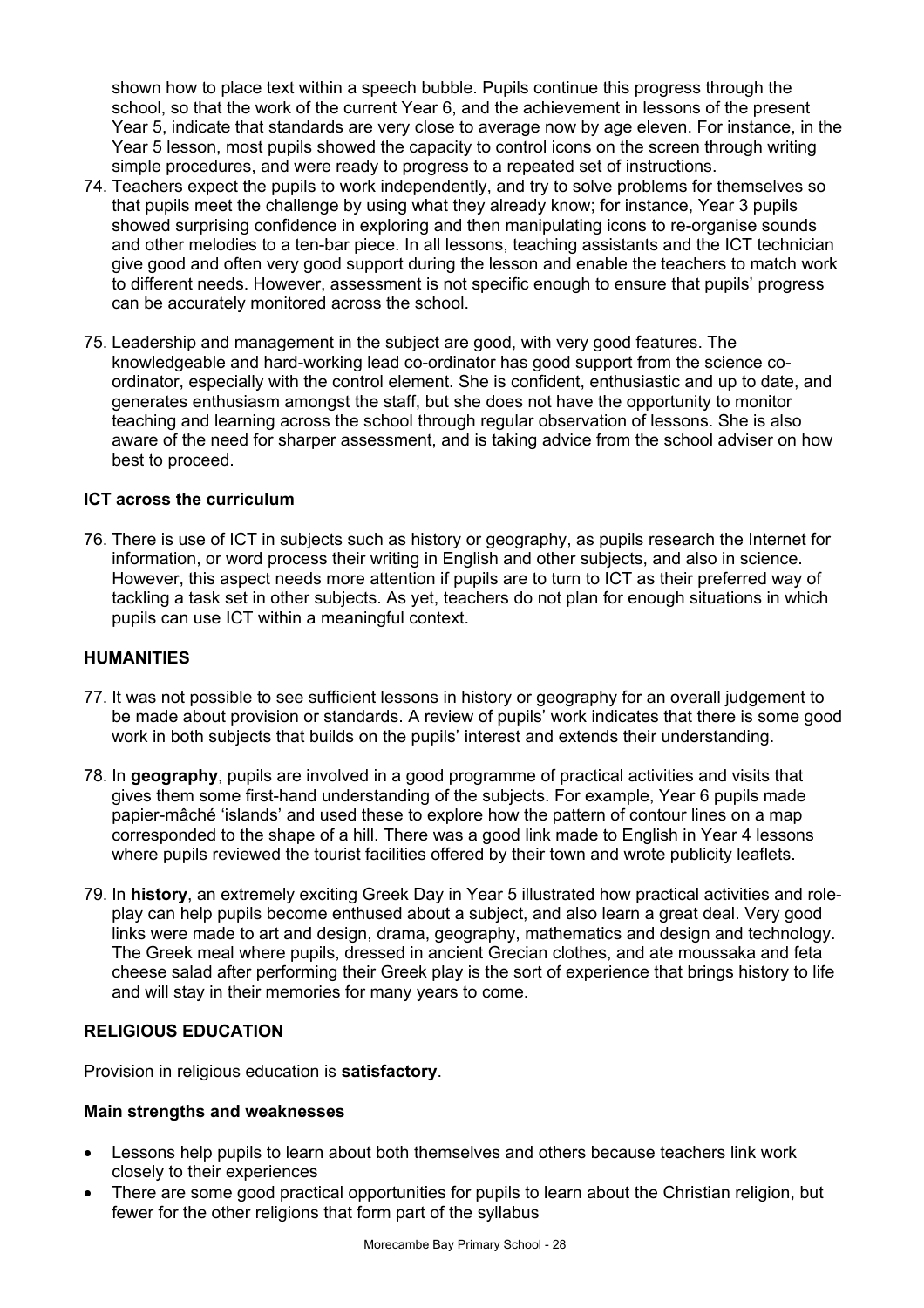shown how to place text within a speech bubble. Pupils continue this progress through the school, so that the work of the current Year 6, and the achievement in lessons of the present Year 5, indicate that standards are very close to average now by age eleven. For instance, in the Year 5 lesson, most pupils showed the capacity to control icons on the screen through writing simple procedures, and were ready to progress to a repeated set of instructions.

74. Teachers expect the pupils to work independently, and try to solve problems for themselves so that pupils meet the challenge by using what they already know; for instance, Year 3 pupils showed surprising confidence in exploring and then manipulating icons to re-organise sounds and other melodies to a ten-bar piece. In all lessons, teaching assistants and the ICT technician give good and often very good support during the lesson and enable the teachers to match work to different needs. However, assessment is not specific enough to ensure that pupils' progress can be accurately monitored across the school.

75. Leadership and management in the subject are good, with very good features. The knowledgeable and hard-working lead co-ordinator has good support from the science co-ordinator, especially with the control element. She is confident, enthusiastic and up to date, and generates enthusiasm amongst the staff, but she does not have the opportunity to monitor teaching and learning across the school through regular observation of lessons. She is also aware of the need for sharper assessment, and is taking advice from the school adviser on how best to proceed.

### ICT across the curriculum

76. There is use of ICT in subjects such as history or geography, as pupils research the Internet for information, or word process their writing in English and other subjects, and also in science. However, this aspect needs more attention if pupils are to turn to ICT as their preferred way of tackling a task set in other subjects. As yet, teachers do not plan for enough situations in which pupils can use ICT within a meaningful context.

## HUMANITIES

77. It was not possible to see sufficient lessons in history or geography for an overall judgement to be made about provision or standards. A review of pupils' work indicates that there is some good work in both subjects that builds on the pupils' interest and extends their understanding.

78. In **geography**, pupils are involved in a good programme of practical activities and visits that gives them some first-hand understanding of the subjects. For example, Year 6 pupils made papier-mâché 'islands' and used these to explore how the pattern of contour lines on a map corresponded to the shape of a hill. There was a good link made to English in Year 4 lessons where pupils reviewed the tourist facilities offered by their town and wrote publicity leaflets.

79. In **history**, an extremely exciting Greek Day in Year 5 illustrated how practical activities and role-play can help pupils become enthused about a subject, and also learn a great deal. Very good links were made to art and design, drama, geography, mathematics and design and technology. The Greek meal where pupils, dressed in ancient Grecian clothes, and ate moussaka and feta cheese salad after performing their Greek play is the sort of experience that brings history to life and will stay in their memories for many years to come.

## RELIGIOUS EDUCATION

Provision in religious education is **satisfactory**.

### Main strengths and weaknesses

- Lessons help pupils to learn about both themselves and others because teachers link work closely to their experiences
- There are some good practical opportunities for pupils to learn about the Christian religion, but fewer for the other religions that form part of the syllabus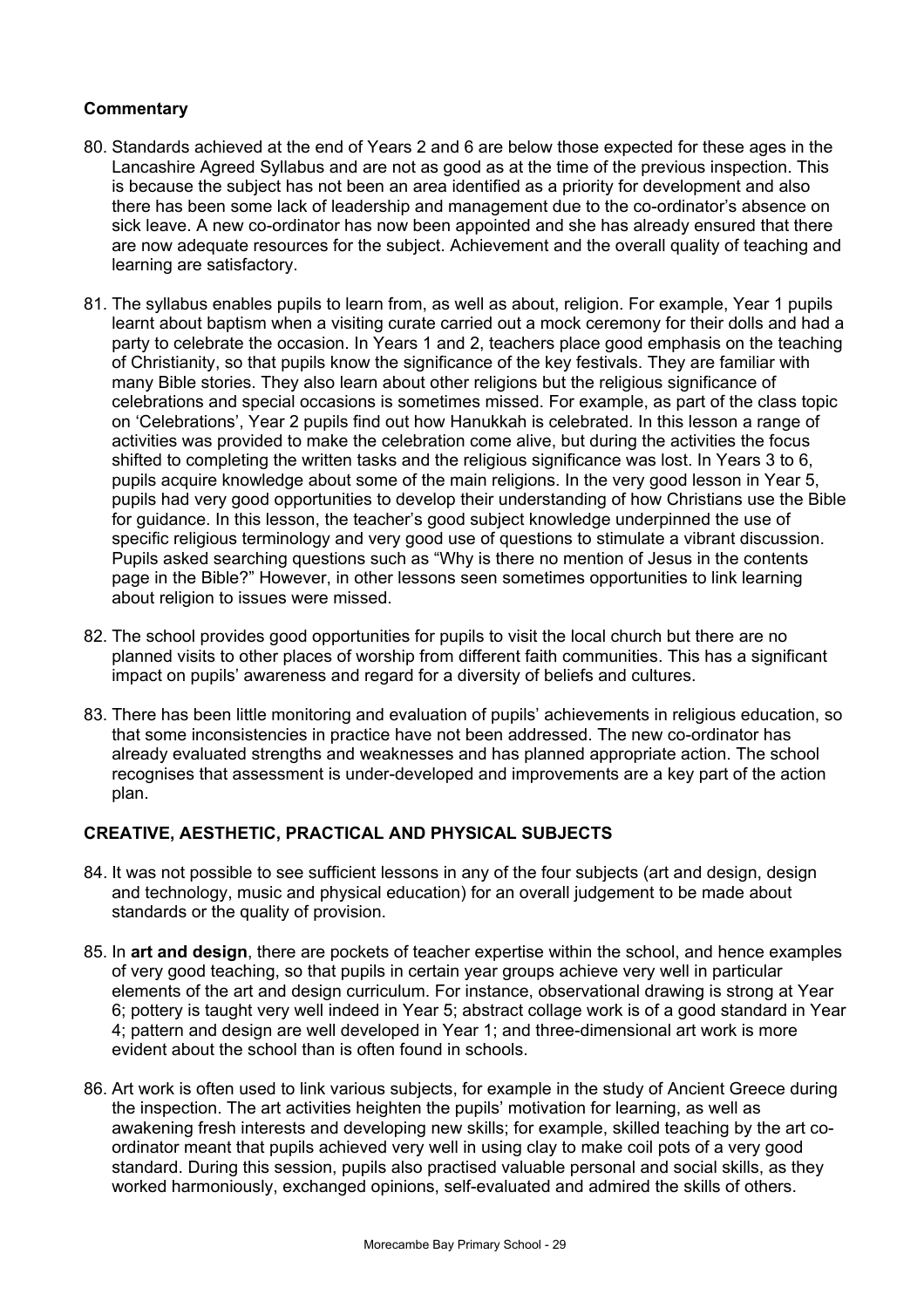**Commentary**

80. Standards achieved at the end of Years 2 and 6 are below those expected for these ages in the Lancashire Agreed Syllabus and are not as good as at the time of the previous inspection. This is because the subject has not been an area identified as a priority for development and also there has been some lack of leadership and management due to the co-ordinator's absence on sick leave. A new co-ordinator has now been appointed and she has already ensured that there are now adequate resources for the subject. Achievement and the overall quality of teaching and learning are satisfactory.

81. The syllabus enables pupils to learn from, as well as about, religion. For example, Year 1 pupils learnt about baptism when a visiting curate carried out a mock ceremony for their dolls and had a party to celebrate the occasion. In Years 1 and 2, teachers place good emphasis on the teaching of Christianity, so that pupils know the significance of the key festivals. They are familiar with many Bible stories. They also learn about other religions but the religious significance of celebrations and special occasions is sometimes missed. For example, as part of the class topic on 'Celebrations', Year 2 pupils find out how Hanukkah is celebrated. In this lesson a range of activities was provided to make the celebration come alive, but during the activities the focus shifted to completing the written tasks and the religious significance was lost. In Years 3 to 6, pupils acquire knowledge about some of the main religions. In the very good lesson in Year 5, pupils had very good opportunities to develop their understanding of how Christians use the Bible for guidance. In this lesson, the teacher's good subject knowledge underpinned the use of specific religious terminology and very good use of questions to stimulate a vibrant discussion. Pupils asked searching questions such as "Why is there no mention of Jesus in the contents page in the Bible?" However, in other lessons seen sometimes opportunities to link learning about religion to issues were missed.

82. The school provides good opportunities for pupils to visit the local church but there are no planned visits to other places of worship from different faith communities. This has a significant impact on pupils' awareness and regard for a diversity of beliefs and cultures.

83. There has been little monitoring and evaluation of pupils' achievements in religious education, so that some inconsistencies in practice have not been addressed. The new co-ordinator has already evaluated strengths and weaknesses and has planned appropriate action. The school recognises that assessment is under-developed and improvements are a key part of the action plan.

## CREATIVE, AESTHETIC, PRACTICAL AND PHYSICAL SUBJECTS

84. It was not possible to see sufficient lessons in any of the four subjects (art and design, design and technology, music and physical education) for an overall judgement to be made about standards or the quality of provision.

85. In **art and design**, there are pockets of teacher expertise within the school, and hence examples of very good teaching, so that pupils in certain year groups achieve very well in particular elements of the art and design curriculum. For instance, observational drawing is strong at Year 6; pottery is taught very well indeed in Year 5; abstract collage work is of a good standard in Year 4; pattern and design are well developed in Year 1; and three-dimensional art work is more evident about the school than is often found in schools.

86. Art work is often used to link various subjects, for example in the study of Ancient Greece during the inspection. The art activities heighten the pupils' motivation for learning, as well as awakening fresh interests and developing new skills; for example, skilled teaching by the art co-ordinator meant that pupils achieved very well in using clay to make coil pots of a very good standard. During this session, pupils also practised valuable personal and social skills, as they worked harmoniously, exchanged opinions, self-evaluated and admired the skills of others.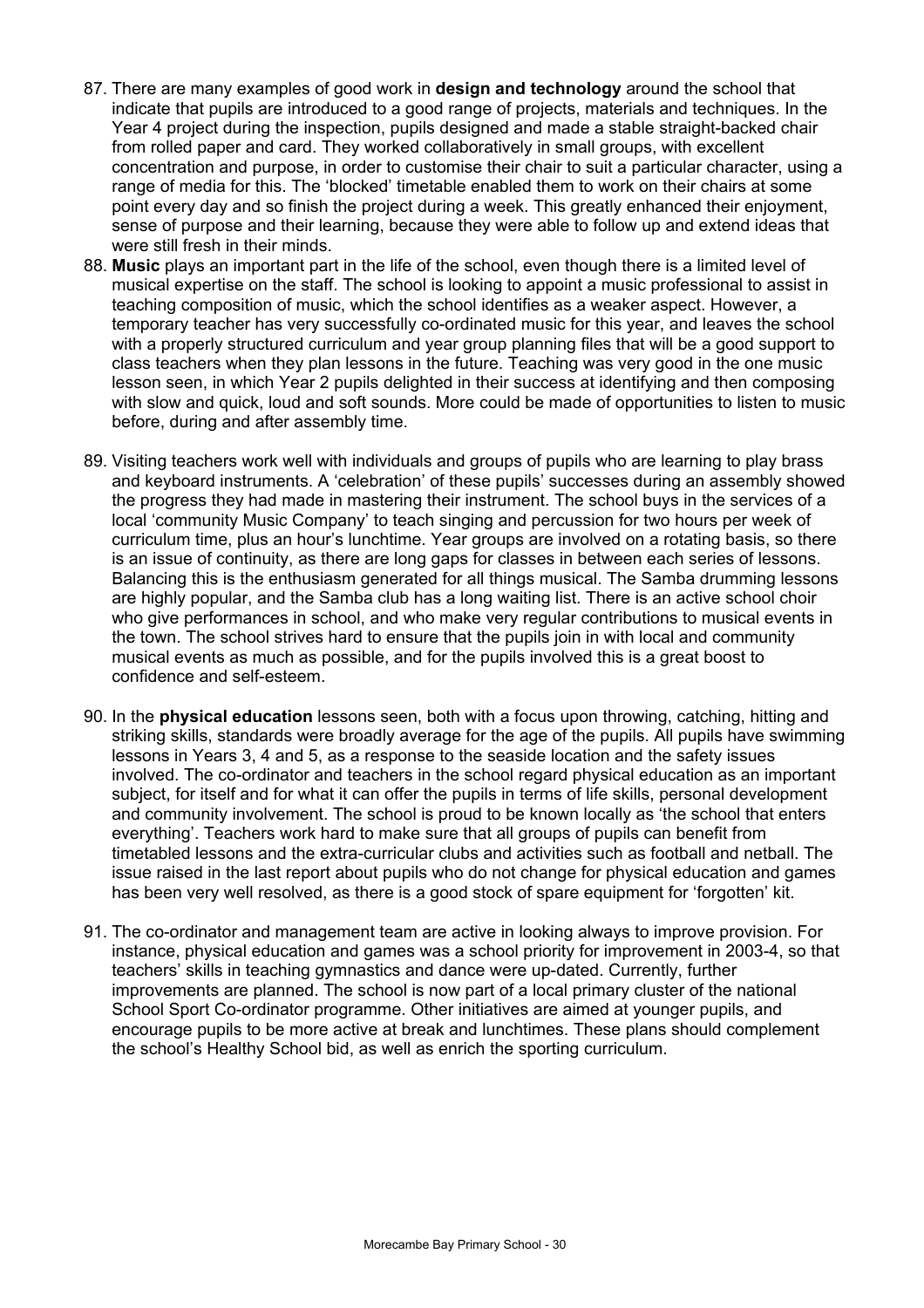87. There are many examples of good work in **design and technology** around the school that indicate that pupils are introduced to a good range of projects, materials and techniques. In the Year 4 project during the inspection, pupils designed and made a stable straight-backed chair from rolled paper and card. They worked collaboratively in small groups, with excellent concentration and purpose, in order to customise their chair to suit a particular character, using a range of media for this. The 'blocked' timetable enabled them to work on their chairs at some point every day and so finish the project during a week. This greatly enhanced their enjoyment, sense of purpose and their learning, because they were able to follow up and extend ideas that were still fresh in their minds.

88. **Music** plays an important part in the life of the school, even though there is a limited level of musical expertise on the staff. The school is looking to appoint a music professional to assist in teaching composition of music, which the school identifies as a weaker aspect. However, a temporary teacher has very successfully co-ordinated music for this year, and leaves the school with a properly structured curriculum and year group planning files that will be a good support to class teachers when they plan lessons in the future. Teaching was very good in the one music lesson seen, in which Year 2 pupils delighted in their success at identifying and then composing with slow and quick, loud and soft sounds. More could be made of opportunities to listen to music before, during and after assembly time.

89. Visiting teachers work well with individuals and groups of pupils who are learning to play brass and keyboard instruments. A 'celebration' of these pupils' successes during an assembly showed the progress they had made in mastering their instrument. The school buys in the services of a local 'community Music Company' to teach singing and percussion for two hours per week of curriculum time, plus an hour's lunchtime. Year groups are involved on a rotating basis, so there is an issue of continuity, as there are long gaps for classes in between each series of lessons. Balancing this is the enthusiasm generated for all things musical. The Samba drumming lessons are highly popular, and the Samba club has a long waiting list. There is an active school choir who give performances in school, and who make very regular contributions to musical events in the town. The school strives hard to ensure that the pupils join in with local and community musical events as much as possible, and for the pupils involved this is a great boost to confidence and self-esteem.

90. In the **physical education** lessons seen, both with a focus upon throwing, catching, hitting and striking skills, standards were broadly average for the age of the pupils. All pupils have swimming lessons in Years 3, 4 and 5, as a response to the seaside location and the safety issues involved. The co-ordinator and teachers in the school regard physical education as an important subject, for itself and for what it can offer the pupils in terms of life skills, personal development and community involvement. The school is proud to be known locally as 'the school that enters everything'. Teachers work hard to make sure that all groups of pupils can benefit from timetabled lessons and the extra-curricular clubs and activities such as football and netball. The issue raised in the last report about pupils who do not change for physical education and games has been very well resolved, as there is a good stock of spare equipment for 'forgotten' kit.

91. The co-ordinator and management team are active in looking always to improve provision. For instance, physical education and games was a school priority for improvement in 2003-4, so that teachers' skills in teaching gymnastics and dance were up-dated. Currently, further improvements are planned. The school is now part of a local primary cluster of the national School Sport Co-ordinator programme. Other initiatives are aimed at younger pupils, and encourage pupils to be more active at break and lunchtimes. These plans should complement the school's Healthy School bid, as well as enrich the sporting curriculum.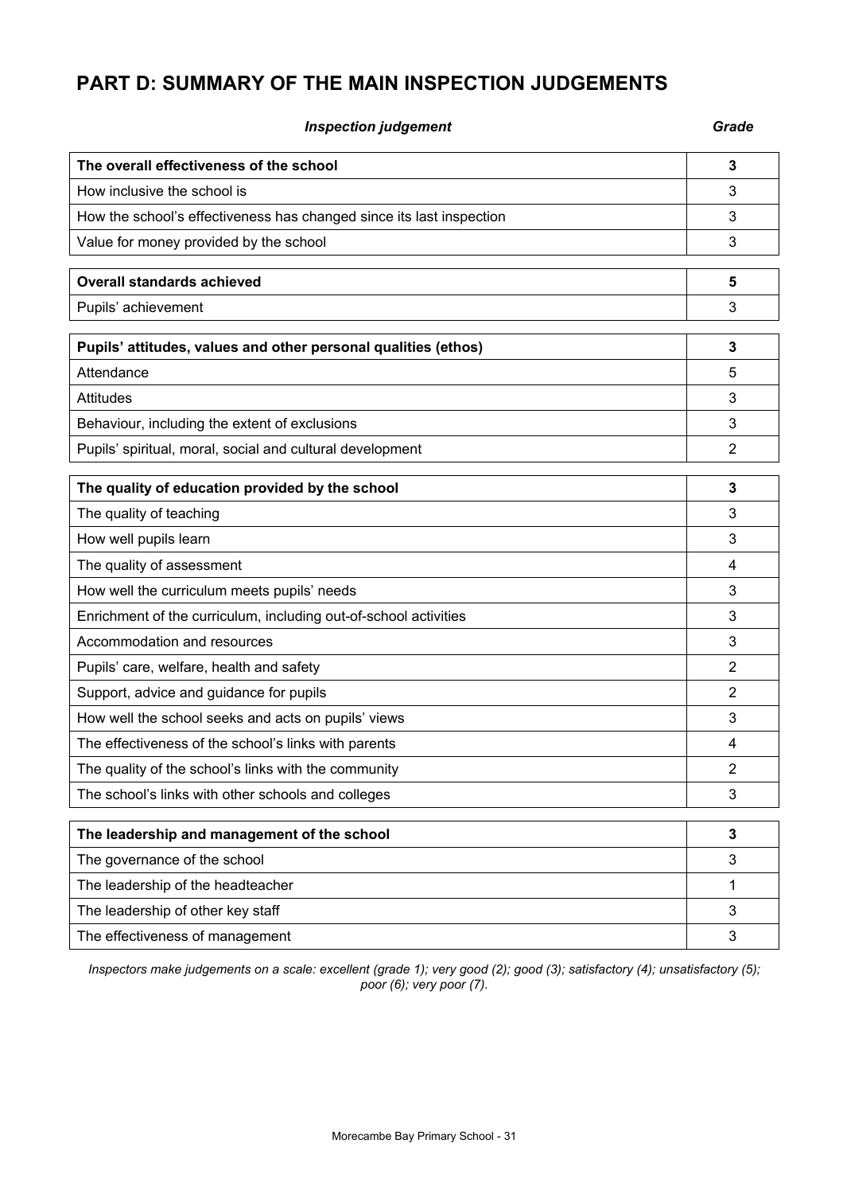# PART D: SUMMARY OF THE MAIN INSPECTION JUDGEMENTS

| *Inspection judgement* | *Grade* |
|---|---|
| **The overall effectiveness of the school** | **3** |
| How inclusive the school is | 3 |
| How the school's effectiveness has changed since its last inspection | 3 |
| Value for money provided by the school | 3 |
| **Overall standards achieved** | **5** |
| Pupils' achievement | 3 |
| **Pupils' attitudes, values and other personal qualities (ethos)** | **3** |
| Attendance | 5 |
| Attitudes | 3 |
| Behaviour, including the extent of exclusions | 3 |
| Pupils' spiritual, moral, social and cultural development | 2 |
| **The quality of education provided by the school** | **3** |
| The quality of teaching | 3 |
| How well pupils learn | 3 |
| The quality of assessment | 4 |
| How well the curriculum meets pupils' needs | 3 |
| Enrichment of the curriculum, including out-of-school activities | 3 |
| Accommodation and resources | 3 |
| Pupils' care, welfare, health and safety | 2 |
| Support, advice and guidance for pupils | 2 |
| How well the school seeks and acts on pupils' views | 3 |
| The effectiveness of the school's links with parents | 4 |
| The quality of the school's links with the community | 2 |
| The school's links with other schools and colleges | 3 |
| **The leadership and management of the school** | **3** |
| The governance of the school | 3 |
| The leadership of the headteacher | 1 |
| The leadership of other key staff | 3 |
| The effectiveness of management | 3 |

*Inspectors make judgements on a scale: excellent (grade 1); very good (2); good (3); satisfactory (4); unsatisfactory (5); poor (6); very poor (7).*